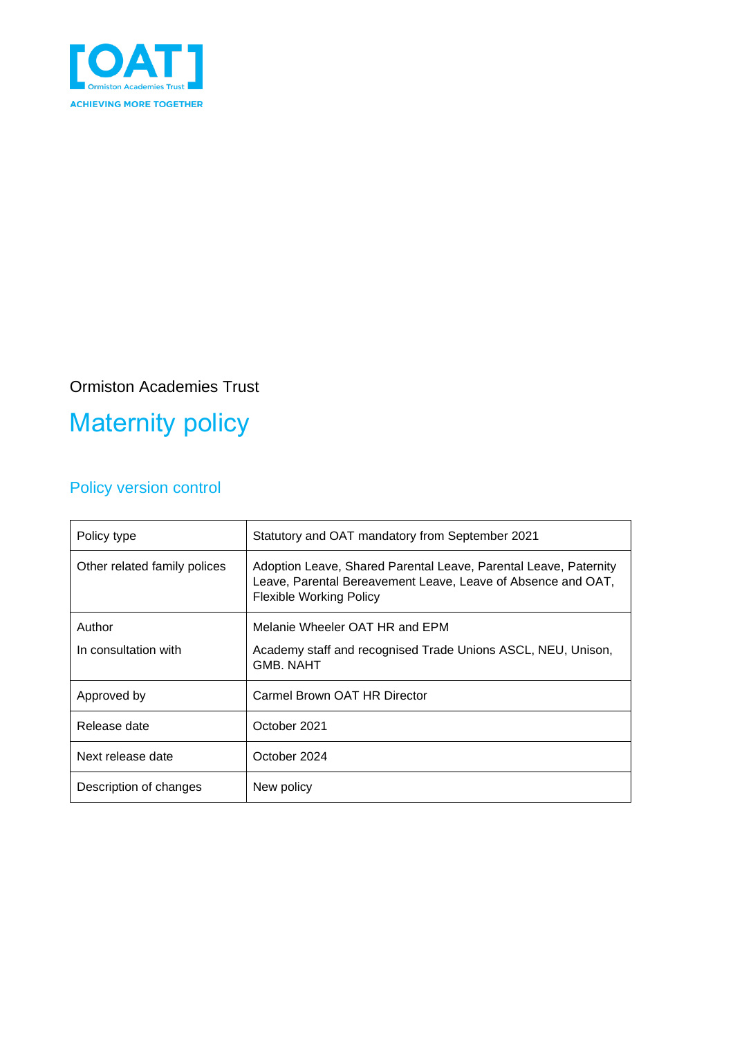Ormiston Academies Trust

# Maternity policy

## Policy version control

| Policy type | Statutory and OAT mandatory from September 2021 |
|---|---|
| Other related family polices | Adoption Leave, Shared Parental Leave, Parental Leave, Paternity Leave, Parental Bereavement Leave, Leave of Absence and OAT, Flexible Working Policy |
| Author<br><br>In consultation with | Melanie Wheeler OAT HR and EPM<br><br>Academy staff and recognised Trade Unions ASCL, NEU, Unison, GMB. NAHT |
| Approved by | Carmel Brown OAT HR Director |
| Release date | October 2021 |
| Next release date | October 2024 |
| Description of changes | New policy |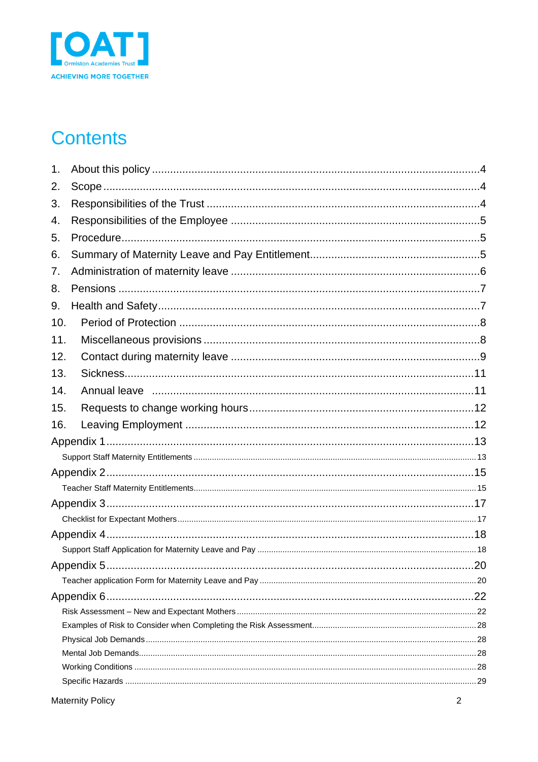# Contents

1. About this policy .....4
2. Scope .....4
3. Responsibilities of the Trust .....4
4. Responsibilities of the Employee .....5
5. Procedure .....5
6. Summary of Maternity Leave and Pay Entitlement .....5
7. Administration of maternity leave .....6
8. Pensions .....7
9. Health and Safety .....7
10. Period of Protection .....8
11. Miscellaneous provisions .....8
12. Contact during maternity leave .....9
13. Sickness .....11
14. Annual leave .....11
15. Requests to change working hours .....12
16. Leaving Employment .....12

Appendix 1 .....13
- Support Staff Maternity Entitlements .....13

Appendix 2 .....15
- Teacher Staff Maternity Entitlements .....15

Appendix 3 .....17
- Checklist for Expectant Mothers .....17

Appendix 4 .....18
- Support Staff Application for Maternity Leave and Pay .....18

Appendix 5 .....20
- Teacher application Form for Maternity Leave and Pay .....20

Appendix 6 .....22
- Risk Assessment – New and Expectant Mothers .....22
- Examples of Risk to Consider when Completing the Risk Assessment .....28
- Physical Job Demands .....28
- Mental Job Demands .....28
- Working Conditions .....28
- Specific Hazards .....29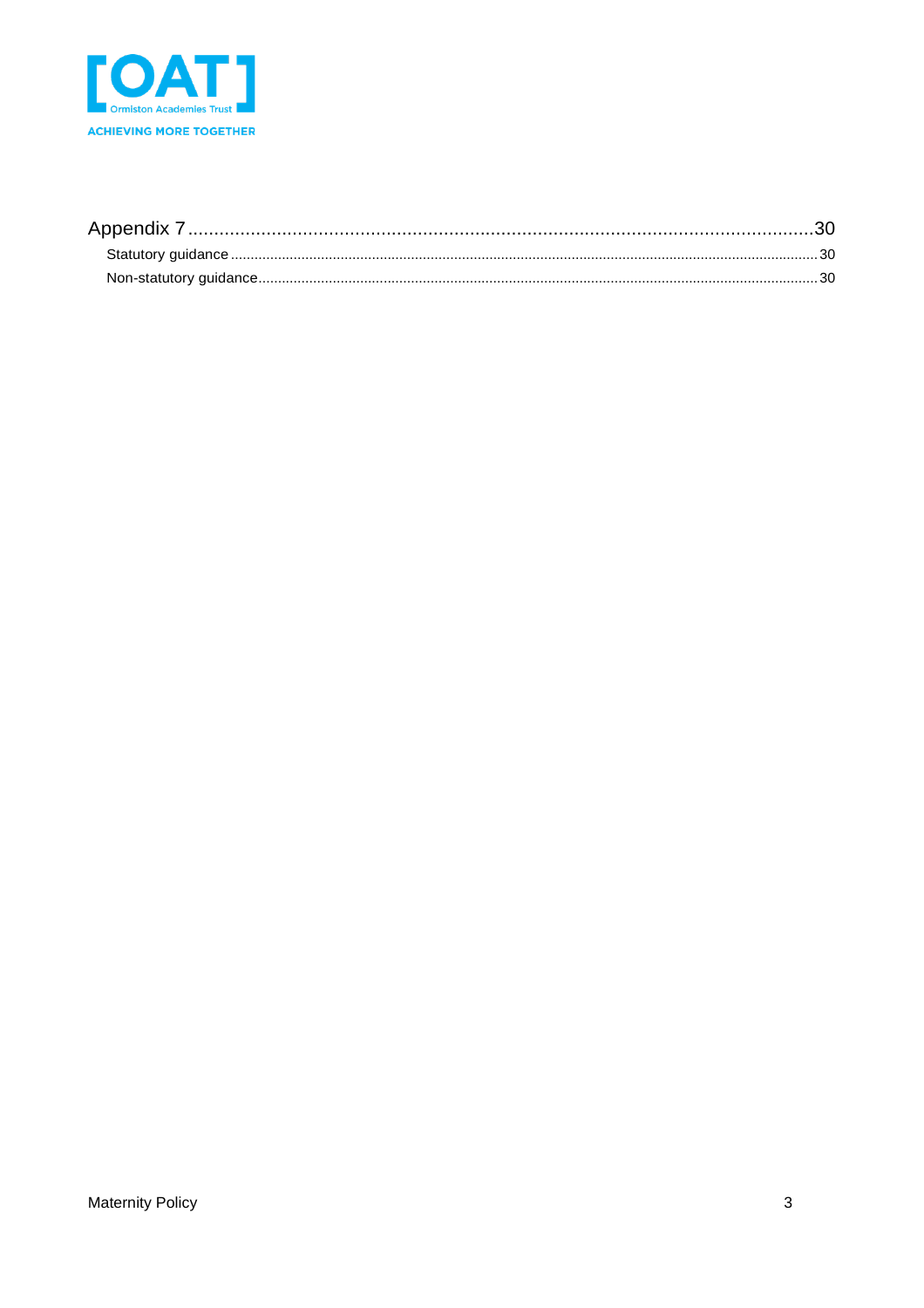Appendix 7 ........................................................................................................................ 30

- Statistical guidance ........................................................................................................ 30
- Non-statutory guidance ................................................................................................. 30

Appendix 7 ........................................................................................................................ 30

- Statutory guidance ........................................................................................................ 30
- Non-statutory guidance ................................................................................................. 30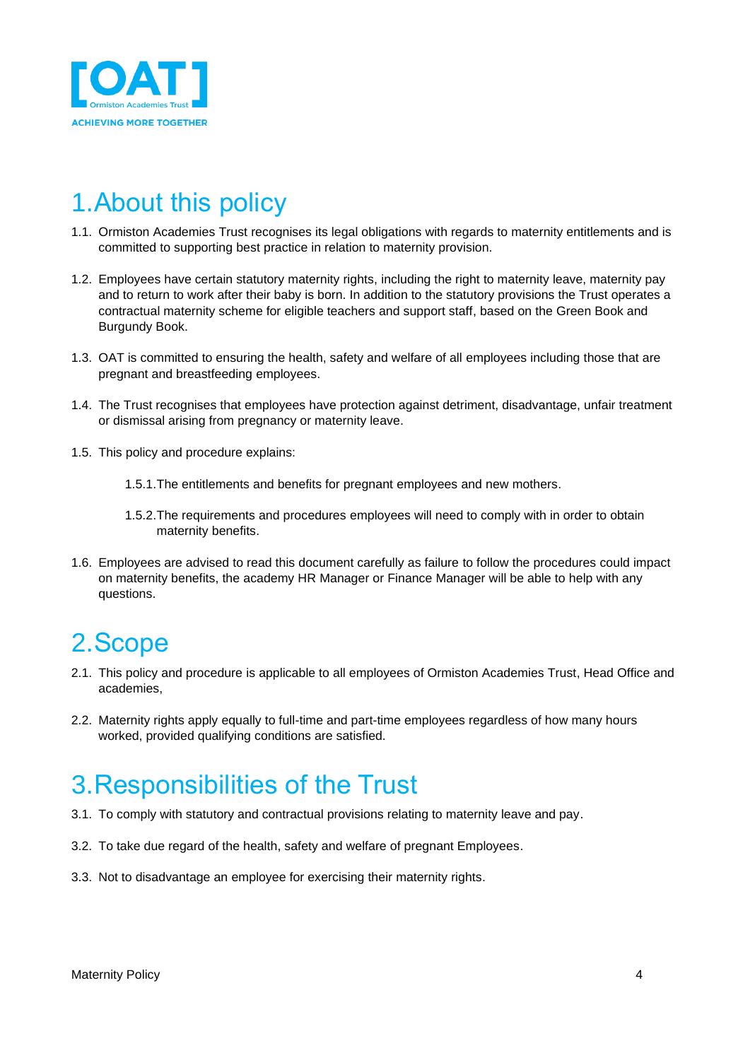# 1. About this policy

1.1. Ormiston Academies Trust recognises its legal obligations with regards to maternity entitlements and is committed to supporting best practice in relation to maternity provision.

1.2. Employees have certain statutory maternity rights, including the right to maternity leave, maternity pay and to return to work after their baby is born. In addition to the statutory provisions the Trust operates a contractual maternity scheme for eligible teachers and support staff, based on the Green Book and Burgundy Book.

1.3. OAT is committed to ensuring the health, safety and welfare of all employees including those that are pregnant and breastfeeding employees.

1.4. The Trust recognises that employees have protection against detriment, disadvantage, unfair treatment or dismissal arising from pregnancy or maternity leave.

1.5. This policy and procedure explains:

> 1.5.1. The entitlements and benefits for pregnant employees and new mothers.
>
> 1.5.2. The requirements and procedures employees will need to comply with in order to obtain maternity benefits.

1.6. Employees are advised to read this document carefully as failure to follow the procedures could impact on maternity benefits, the academy HR Manager or Finance Manager will be able to help with any questions.

# 2. Scope

2.1. This policy and procedure is applicable to all employees of Ormiston Academies Trust, Head Office and academies,

2.2. Maternity rights apply equally to full-time and part-time employees regardless of how many hours worked, provided qualifying conditions are satisfied.

# 3. Responsibilities of the Trust

3.1. To comply with statutory and contractual provisions relating to maternity leave and pay.

3.2. To take due regard of the health, safety and welfare of pregnant Employees.

3.3. Not to disadvantage an employee for exercising their maternity rights.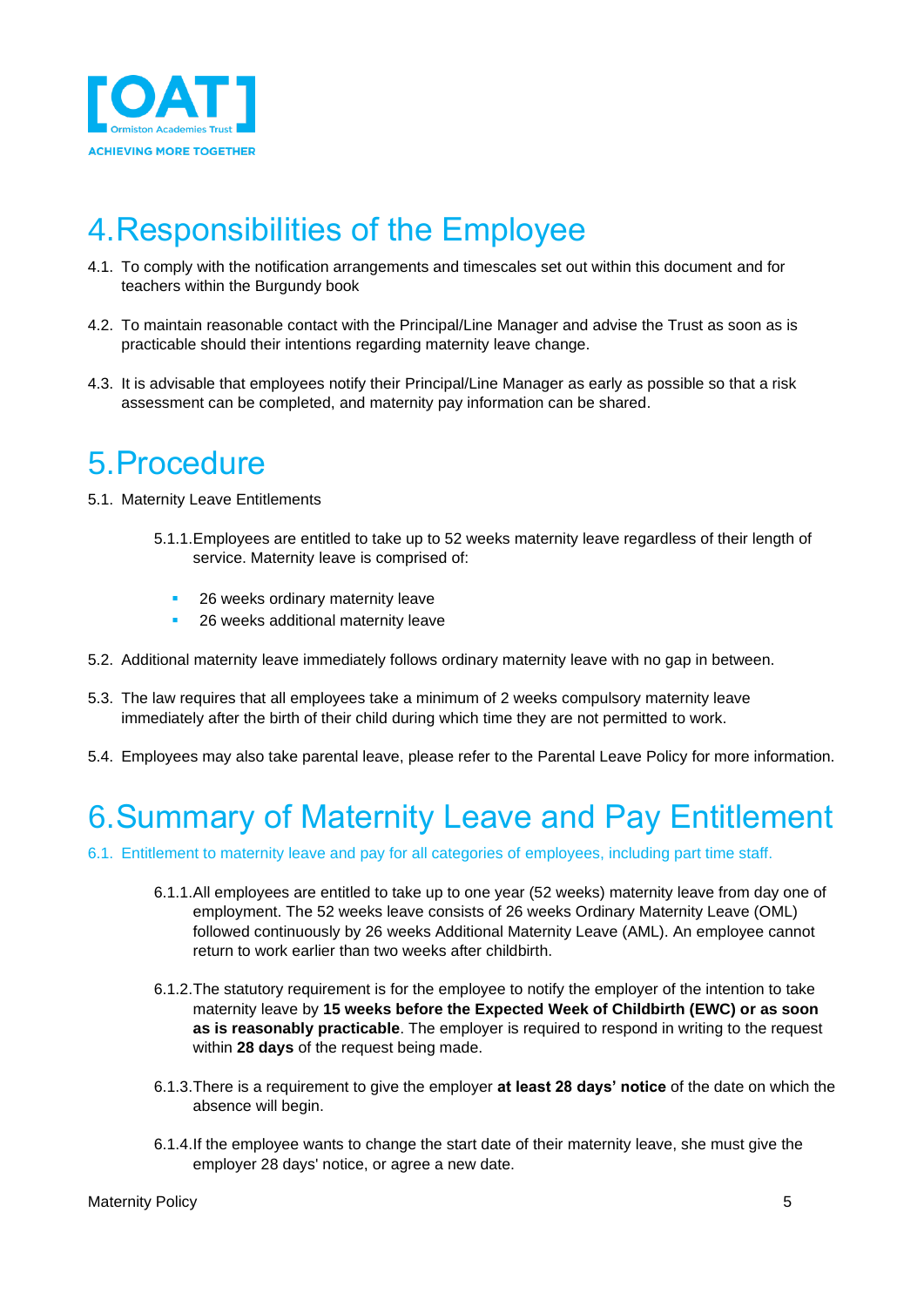# 4. Responsibilities of the Employee

4.1. To comply with the notification arrangements and timescales set out within this document and for teachers within the Burgundy book

4.2. To maintain reasonable contact with the Principal/Line Manager and advise the Trust as soon as is practicable should their intentions regarding maternity leave change.

4.3. It is advisable that employees notify their Principal/Line Manager as early as possible so that a risk assessment can be completed, and maternity pay information can be shared.

# 5. Procedure

5.1. Maternity Leave Entitlements

5.1.1. Employees are entitled to take up to 52 weeks maternity leave regardless of their length of service. Maternity leave is comprised of:

- 26 weeks ordinary maternity leave
- 26 weeks additional maternity leave

5.2. Additional maternity leave immediately follows ordinary maternity leave with no gap in between.

5.3. The law requires that all employees take a minimum of 2 weeks compulsory maternity leave immediately after the birth of their child during which time they are not permitted to work.

5.4. Employees may also take parental leave, please refer to the Parental Leave Policy for more information.

# 6. Summary of Maternity Leave and Pay Entitlement

## 6.1. Entitlement to maternity leave and pay for all categories of employees, including part time staff.

6.1.1. All employees are entitled to take up to one year (52 weeks) maternity leave from day one of employment. The 52 weeks leave consists of 26 weeks Ordinary Maternity Leave (OML) followed continuously by 26 weeks Additional Maternity Leave (AML). An employee cannot return to work earlier than two weeks after childbirth.

6.1.2. The statutory requirement is for the employee to notify the employer of the intention to take maternity leave by **15 weeks before the Expected Week of Childbirth (EWC) or as soon as is reasonably practicable**. The employer is required to respond in writing to the request within **28 days** of the request being made.

6.1.3. There is a requirement to give the employer **at least 28 days' notice** of the date on which the absence will begin.

6.1.4. If the employee wants to change the start date of their maternity leave, she must give the employer 28 days' notice, or agree a new date.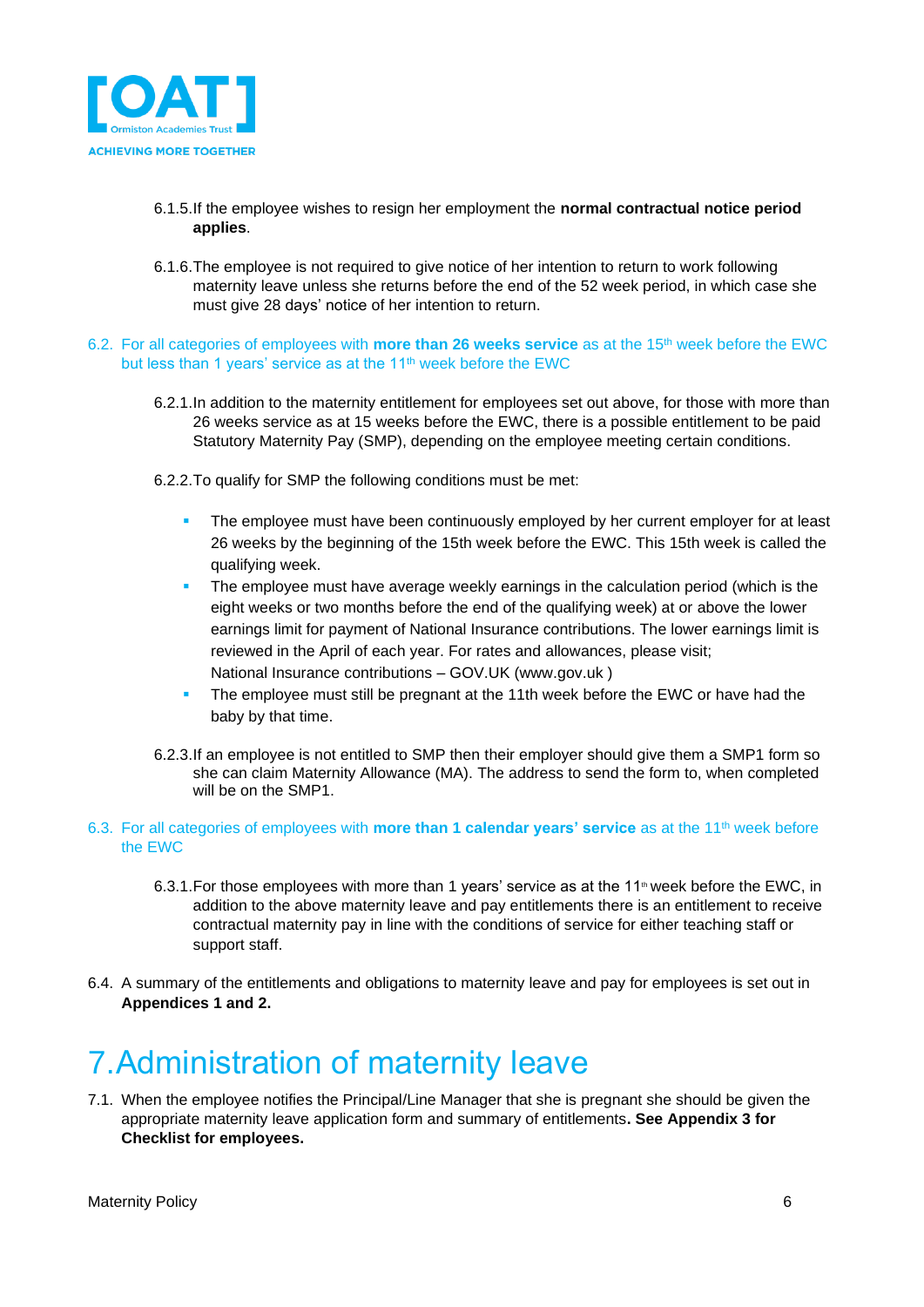6.1.5. If the employee wishes to resign her employment the **normal contractual notice period applies**.

6.1.6. The employee is not required to give notice of her intention to return to work following maternity leave unless she returns before the end of the 52 week period, in which case she must give 28 days' notice of her intention to return.

### 6.2. For all categories of employees with **more than 26 weeks service** as at the 15th week before the EWC but less than 1 years' service as at the 11th week before the EWC

6.2.1. In addition to the maternity entitlement for employees set out above, for those with more than 26 weeks service as at 15 weeks before the EWC, there is a possible entitlement to be paid Statutory Maternity Pay (SMP), depending on the employee meeting certain conditions.

6.2.2. To qualify for SMP the following conditions must be met:

- The employee must have been continuously employed by her current employer for at least 26 weeks by the beginning of the 15th week before the EWC. This 15th week is called the qualifying week.
- The employee must have average weekly earnings in the calculation period (which is the eight weeks or two months before the end of the qualifying week) at or above the lower earnings limit for payment of National Insurance contributions. The lower earnings limit is reviewed in the April of each year. For rates and allowances, please visit; National Insurance contributions – GOV.UK (www.gov.uk )
- The employee must still be pregnant at the 11th week before the EWC or have had the baby by that time.

6.2.3. If an employee is not entitled to SMP then their employer should give them a SMP1 form so she can claim Maternity Allowance (MA). The address to send the form to, when completed will be on the SMP1.

### 6.3. For all categories of employees with **more than 1 calendar years' service** as at the 11th week before the EWC

6.3.1. For those employees with more than 1 years' service as at the 11th week before the EWC, in addition to the above maternity leave and pay entitlements there is an entitlement to receive contractual maternity pay in line with the conditions of service for either teaching staff or support staff.

6.4. A summary of the entitlements and obligations to maternity leave and pay for employees is set out in **Appendices 1 and 2.**

# 7. Administration of maternity leave

7.1. When the employee notifies the Principal/Line Manager that she is pregnant she should be given the appropriate maternity leave application form and summary of entitlements**. See Appendix 3 for Checklist for employees.**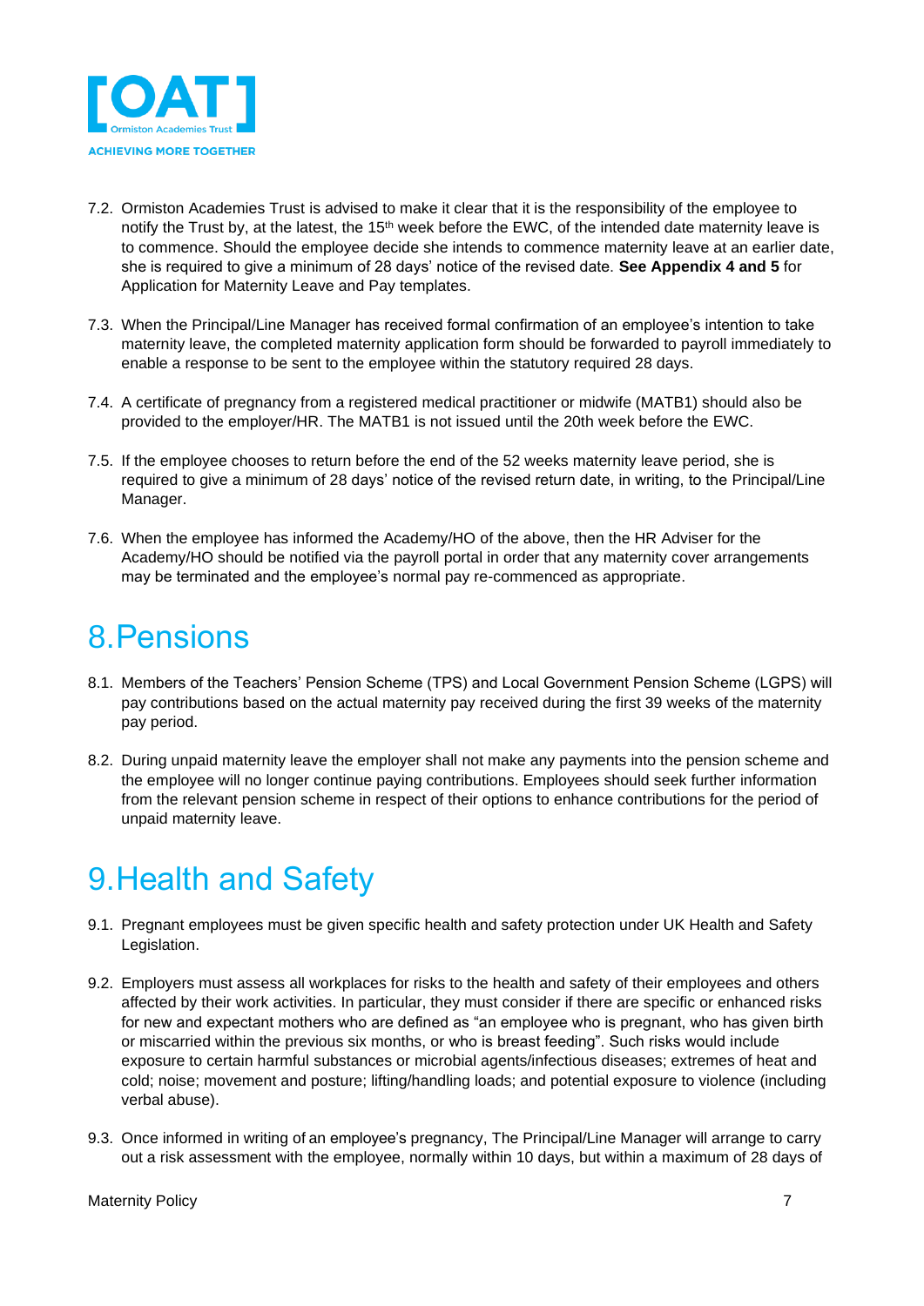7.2. Ormiston Academies Trust is advised to make it clear that it is the responsibility of the employee to notify the Trust by, at the latest, the 15th week before the EWC, of the intended date maternity leave is to commence. Should the employee decide she intends to commence maternity leave at an earlier date, she is required to give a minimum of 28 days' notice of the revised date. **See Appendix 4 and 5** for Application for Maternity Leave and Pay templates.

7.3. When the Principal/Line Manager has received formal confirmation of an employee's intention to take maternity leave, the completed maternity application form should be forwarded to payroll immediately to enable a response to be sent to the employee within the statutory required 28 days.

7.4. A certificate of pregnancy from a registered medical practitioner or midwife (MATB1) should also be provided to the employer/HR. The MATB1 is not issued until the 20th week before the EWC.

7.5. If the employee chooses to return before the end of the 52 weeks maternity leave period, she is required to give a minimum of 28 days' notice of the revised return date, in writing, to the Principal/Line Manager.

7.6. When the employee has informed the Academy/HO of the above, then the HR Adviser for the Academy/HO should be notified via the payroll portal in order that any maternity cover arrangements may be terminated and the employee's normal pay re-commenced as appropriate.

# 8. Pensions

8.1. Members of the Teachers' Pension Scheme (TPS) and Local Government Pension Scheme (LGPS) will pay contributions based on the actual maternity pay received during the first 39 weeks of the maternity pay period.

8.2. During unpaid maternity leave the employer shall not make any payments into the pension scheme and the employee will no longer continue paying contributions. Employees should seek further information from the relevant pension scheme in respect of their options to enhance contributions for the period of unpaid maternity leave.

# 9. Health and Safety

9.1. Pregnant employees must be given specific health and safety protection under UK Health and Safety Legislation.

9.2. Employers must assess all workplaces for risks to the health and safety of their employees and others affected by their work activities. In particular, they must consider if there are specific or enhanced risks for new and expectant mothers who are defined as "an employee who is pregnant, who has given birth or miscarried within the previous six months, or who is breast feeding". Such risks would include exposure to certain harmful substances or microbial agents/infectious diseases; extremes of heat and cold; noise; movement and posture; lifting/handling loads; and potential exposure to violence (including verbal abuse).

9.3. Once informed in writing of an employee's pregnancy, The Principal/Line Manager will arrange to carry out a risk assessment with the employee, normally within 10 days, but within a maximum of 28 days of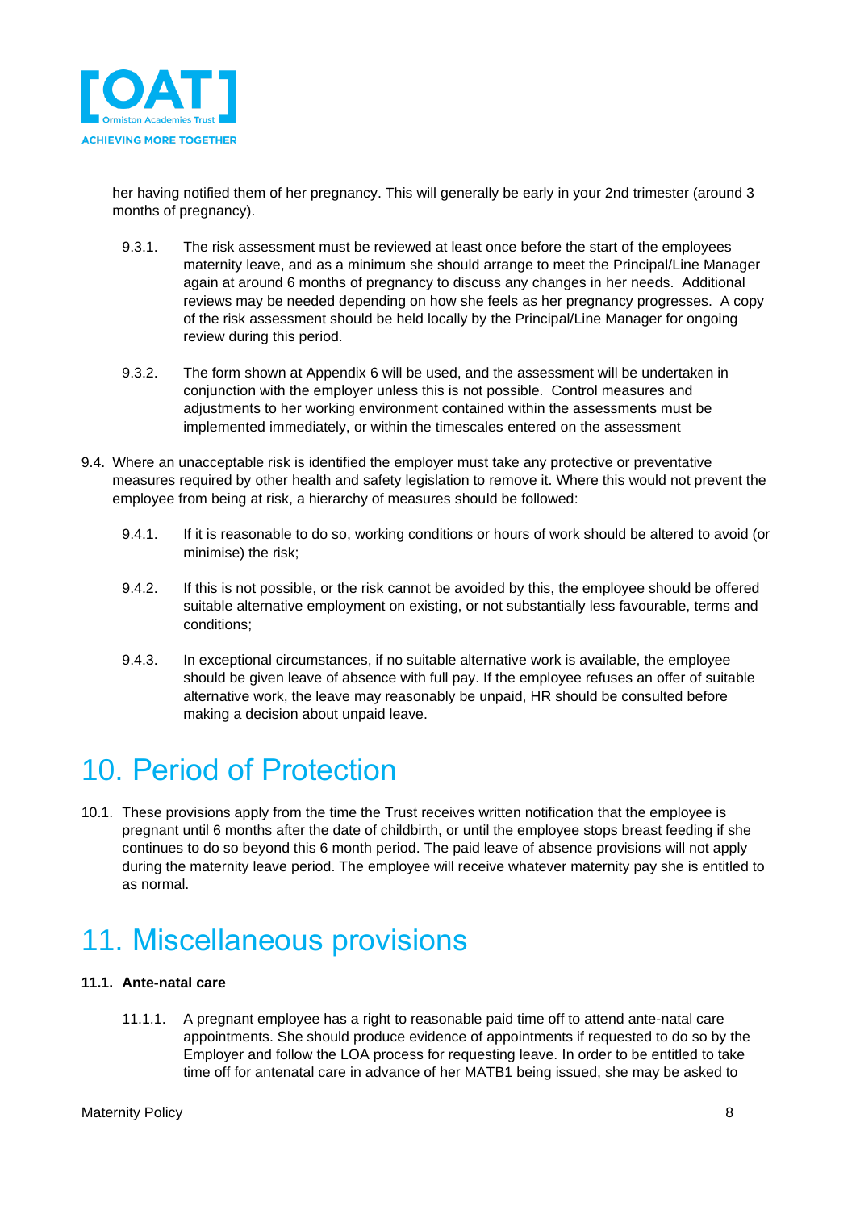her having notified them of her pregnancy. This will generally be early in your 2nd trimester (around 3 months of pregnancy).

9.3.1. The risk assessment must be reviewed at least once before the start of the employees maternity leave, and as a minimum she should arrange to meet the Principal/Line Manager again at around 6 months of pregnancy to discuss any changes in her needs. Additional reviews may be needed depending on how she feels as her pregnancy progresses. A copy of the risk assessment should be held locally by the Principal/Line Manager for ongoing review during this period.

9.3.2. The form shown at Appendix 6 will be used, and the assessment will be undertaken in conjunction with the employer unless this is not possible. Control measures and adjustments to her working environment contained within the assessments must be implemented immediately, or within the timescales entered on the assessment

9.4. Where an unacceptable risk is identified the employer must take any protective or preventative measures required by other health and safety legislation to remove it. Where this would not prevent the employee from being at risk, a hierarchy of measures should be followed:

9.4.1. If it is reasonable to do so, working conditions or hours of work should be altered to avoid (or minimise) the risk;

9.4.2. If this is not possible, or the risk cannot be avoided by this, the employee should be offered suitable alternative employment on existing, or not substantially less favourable, terms and conditions;

9.4.3. In exceptional circumstances, if no suitable alternative work is available, the employee should be given leave of absence with full pay. If the employee refuses an offer of suitable alternative work, the leave may reasonably be unpaid, HR should be consulted before making a decision about unpaid leave.

# 10. Period of Protection

10.1. These provisions apply from the time the Trust receives written notification that the employee is pregnant until 6 months after the date of childbirth, or until the employee stops breast feeding if she continues to do so beyond this 6 month period. The paid leave of absence provisions will not apply during the maternity leave period. The employee will receive whatever maternity pay she is entitled to as normal.

# 11. Miscellaneous provisions

**11.1. Ante-natal care**

11.1.1. A pregnant employee has a right to reasonable paid time off to attend ante-natal care appointments. She should produce evidence of appointments if requested to do so by the Employer and follow the LOA process for requesting leave. In order to be entitled to take time off for antenatal care in advance of her MATB1 being issued, she may be asked to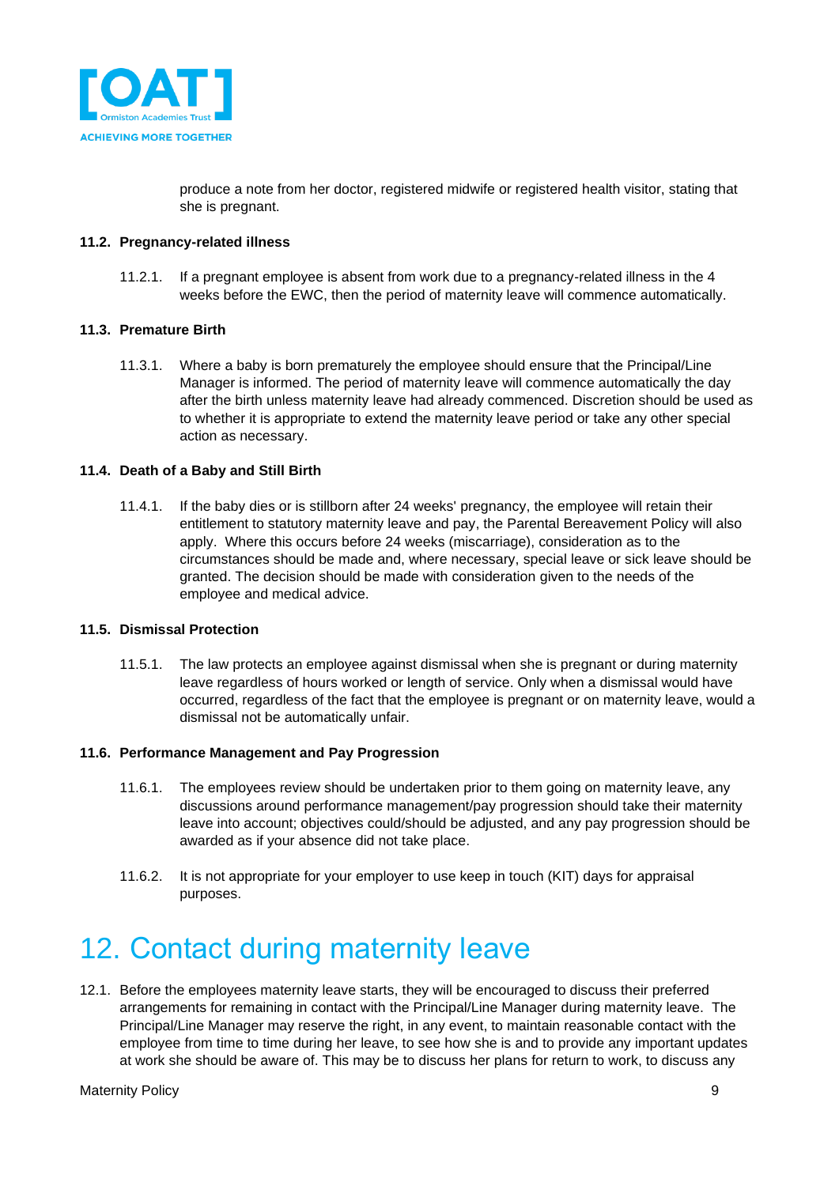produce a note from her doctor, registered midwife or registered health visitor, stating that she is pregnant.

### 11.2. Pregnancy-related illness

11.2.1. If a pregnant employee is absent from work due to a pregnancy-related illness in the 4 weeks before the EWC, then the period of maternity leave will commence automatically.

### 11.3. Premature Birth

11.3.1. Where a baby is born prematurely the employee should ensure that the Principal/Line Manager is informed. The period of maternity leave will commence automatically the day after the birth unless maternity leave had already commenced. Discretion should be used as to whether it is appropriate to extend the maternity leave period or take any other special action as necessary.

### 11.4. Death of a Baby and Still Birth

11.4.1. If the baby dies or is stillborn after 24 weeks' pregnancy, the employee will retain their entitlement to statutory maternity leave and pay, the Parental Bereavement Policy will also apply. Where this occurs before 24 weeks (miscarriage), consideration as to the circumstances should be made and, where necessary, special leave or sick leave should be granted. The decision should be made with consideration given to the needs of the employee and medical advice.

### 11.5. Dismissal Protection

11.5.1. The law protects an employee against dismissal when she is pregnant or during maternity leave regardless of hours worked or length of service. Only when a dismissal would have occurred, regardless of the fact that the employee is pregnant or on maternity leave, would a dismissal not be automatically unfair.

### 11.6. Performance Management and Pay Progression

11.6.1. The employees review should be undertaken prior to them going on maternity leave, any discussions around performance management/pay progression should take their maternity leave into account; objectives could/should be adjusted, and any pay progression should be awarded as if your absence did not take place.

11.6.2. It is not appropriate for your employer to use keep in touch (KIT) days for appraisal purposes.

# 12. Contact during maternity leave

12.1. Before the employees maternity leave starts, they will be encouraged to discuss their preferred arrangements for remaining in contact with the Principal/Line Manager during maternity leave. The Principal/Line Manager may reserve the right, in any event, to maintain reasonable contact with the employee from time to time during her leave, to see how she is and to provide any important updates at work she should be aware of. This may be to discuss her plans for return to work, to discuss any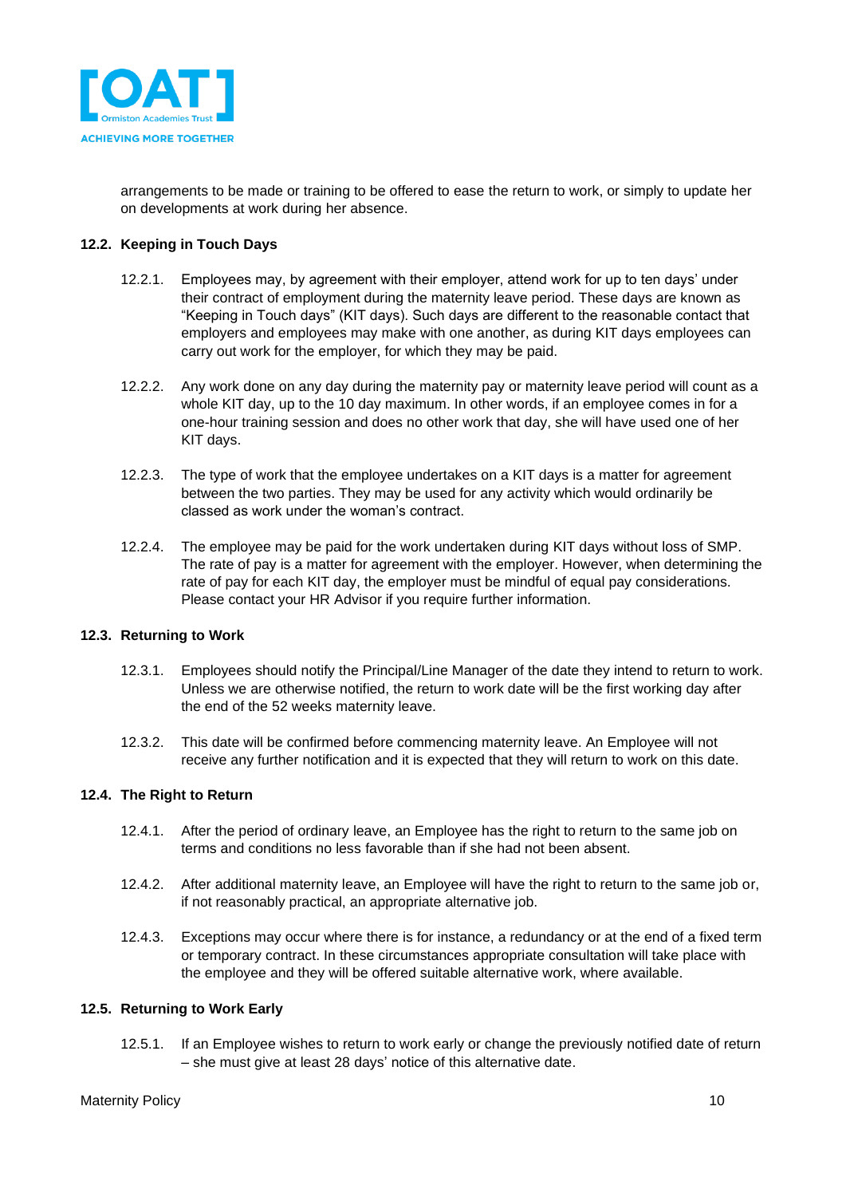arrangements to be made or training to be offered to ease the return to work, or simply to update her on developments at work during her absence.

### 12.2. Keeping in Touch Days

12.2.1. Employees may, by agreement with their employer, attend work for up to ten days' under their contract of employment during the maternity leave period. These days are known as "Keeping in Touch days" (KIT days). Such days are different to the reasonable contact that employers and employees may make with one another, as during KIT days employees can carry out work for the employer, for which they may be paid.

12.2.2. Any work done on any day during the maternity pay or maternity leave period will count as a whole KIT day, up to the 10 day maximum. In other words, if an employee comes in for a one-hour training session and does no other work that day, she will have used one of her KIT days.

12.2.3. The type of work that the employee undertakes on a KIT days is a matter for agreement between the two parties. They may be used for any activity which would ordinarily be classed as work under the woman's contract.

12.2.4. The employee may be paid for the work undertaken during KIT days without loss of SMP. The rate of pay is a matter for agreement with the employer. However, when determining the rate of pay for each KIT day, the employer must be mindful of equal pay considerations. Please contact your HR Advisor if you require further information.

### 12.3. Returning to Work

12.3.1. Employees should notify the Principal/Line Manager of the date they intend to return to work. Unless we are otherwise notified, the return to work date will be the first working day after the end of the 52 weeks maternity leave.

12.3.2. This date will be confirmed before commencing maternity leave. An Employee will not receive any further notification and it is expected that they will return to work on this date.

### 12.4. The Right to Return

12.4.1. After the period of ordinary leave, an Employee has the right to return to the same job on terms and conditions no less favorable than if she had not been absent.

12.4.2. After additional maternity leave, an Employee will have the right to return to the same job or, if not reasonably practical, an appropriate alternative job.

12.4.3. Exceptions may occur where there is for instance, a redundancy or at the end of a fixed term or temporary contract. In these circumstances appropriate consultation will take place with the employee and they will be offered suitable alternative work, where available.

### 12.5. Returning to Work Early

12.5.1. If an Employee wishes to return to work early or change the previously notified date of return – she must give at least 28 days' notice of this alternative date.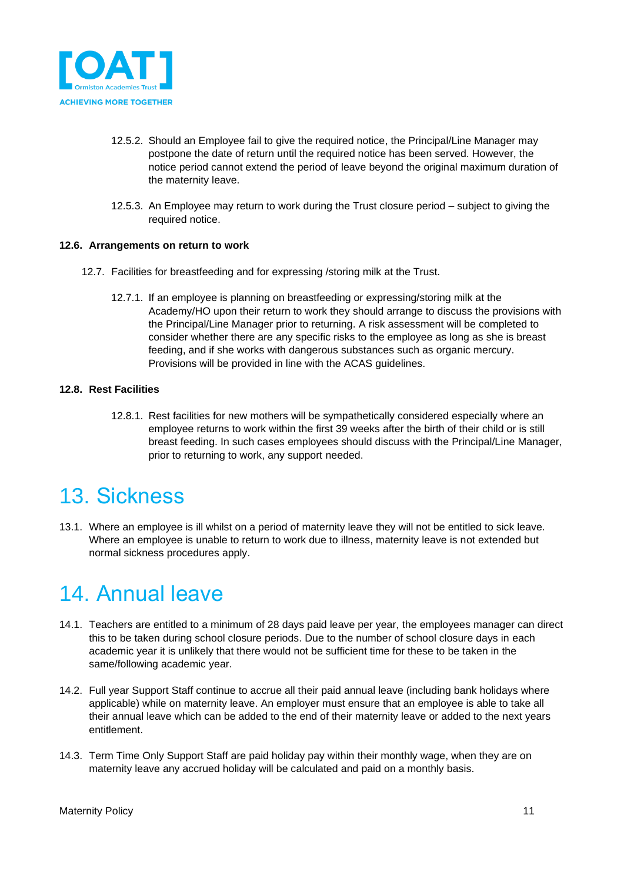12.5.2. Should an Employee fail to give the required notice, the Principal/Line Manager may postpone the date of return until the required notice has been served. However, the notice period cannot extend the period of leave beyond the original maximum duration of the maternity leave.

12.5.3. An Employee may return to work during the Trust closure period – subject to giving the required notice.

**12.6. Arrangements on return to work**

12.7. Facilities for breastfeeding and for expressing /storing milk at the Trust.

12.7.1. If an employee is planning on breastfeeding or expressing/storing milk at the Academy/HO upon their return to work they should arrange to discuss the provisions with the Principal/Line Manager prior to returning. A risk assessment will be completed to consider whether there are any specific risks to the employee as long as she is breast feeding, and if she works with dangerous substances such as organic mercury. Provisions will be provided in line with the ACAS guidelines.

**12.8. Rest Facilities**

12.8.1. Rest facilities for new mothers will be sympathetically considered especially where an employee returns to work within the first 39 weeks after the birth of their child or is still breast feeding. In such cases employees should discuss with the Principal/Line Manager, prior to returning to work, any support needed.

# 13. Sickness

13.1. Where an employee is ill whilst on a period of maternity leave they will not be entitled to sick leave. Where an employee is unable to return to work due to illness, maternity leave is not extended but normal sickness procedures apply.

# 14. Annual leave

14.1. Teachers are entitled to a minimum of 28 days paid leave per year, the employees manager can direct this to be taken during school closure periods. Due to the number of school closure days in each academic year it is unlikely that there would not be sufficient time for these to be taken in the same/following academic year.

14.2. Full year Support Staff continue to accrue all their paid annual leave (including bank holidays where applicable) while on maternity leave. An employer must ensure that an employee is able to take all their annual leave which can be added to the end of their maternity leave or added to the next years entitlement.

14.3. Term Time Only Support Staff are paid holiday pay within their monthly wage, when they are on maternity leave any accrued holiday will be calculated and paid on a monthly basis.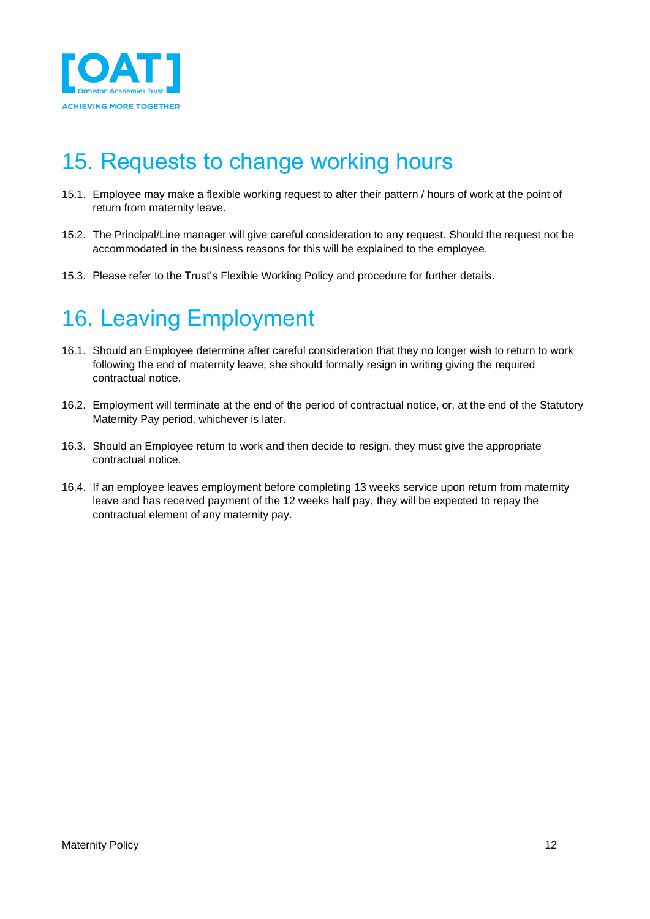# 15. Requests to change working hours

15.1. Employee may make a flexible working request to alter their pattern / hours of work at the point of return from maternity leave.

15.2. The Principal/Line manager will give careful consideration to any request. Should the request not be accommodated in the business reasons for this will be explained to the employee.

15.3. Please refer to the Trust's Flexible Working Policy and procedure for further details.

# 16. Leaving Employment

16.1. Should an Employee determine after careful consideration that they no longer wish to return to work following the end of maternity leave, she should formally resign in writing giving the required contractual notice.

16.2. Employment will terminate at the end of the period of contractual notice, or, at the end of the Statutory Maternity Pay period, whichever is later.

16.3. Should an Employee return to work and then decide to resign, they must give the appropriate contractual notice.

16.4. If an employee leaves employment before completing 13 weeks service upon return from maternity leave and has received payment of the 12 weeks half pay, they will be expected to repay the contractual element of any maternity pay.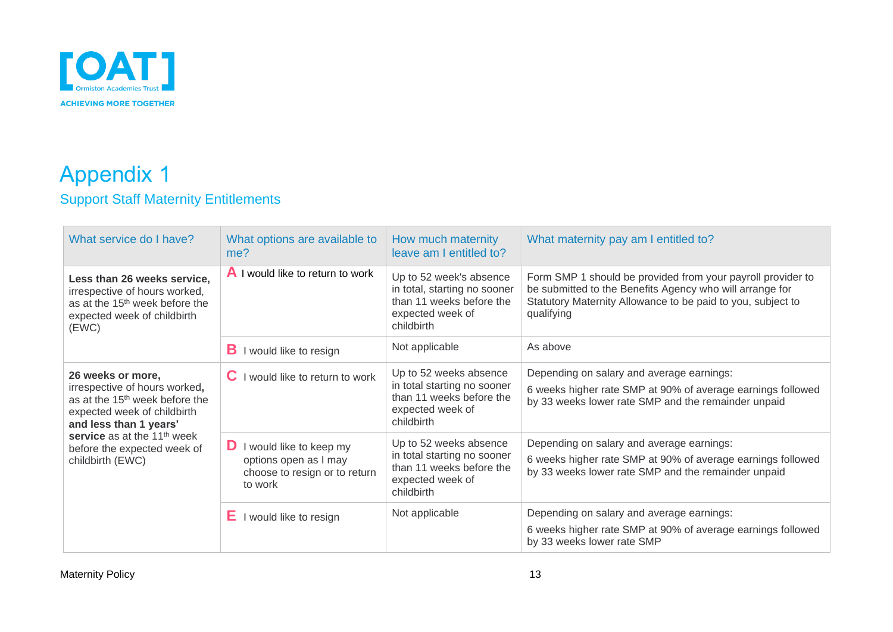# Appendix 1

## Support Staff Maternity Entitlements

| What service do I have? | What options are available to me? | How much maternity leave am I entitled to? | What maternity pay am I entitled to? |
|---|---|---|---|
| **Less than 26 weeks service,** irrespective of hours worked, as at the 15th week before the expected week of childbirth (EWC) | **A** I would like to return to work | Up to 52 week's absence in total, starting no sooner than 11 weeks before the expected week of childbirth | Form SMP 1 should be provided from your payroll provider to be submitted to the Benefits Agency who will arrange for Statutory Maternity Allowance to be paid to you, subject to qualifying |
| | **B** I would like to resign | Not applicable | As above |
| **26 weeks or more,** irrespective of hours worked**,** as at the 15th week before the expected week of childbirth **and less than 1 years' service** as at the 11th week before the expected week of childbirth (EWC) | **C** I would like to return to work | Up to 52 weeks absence in total starting no sooner than 11 weeks before the expected week of childbirth | Depending on salary and average earnings:<br>6 weeks higher rate SMP at 90% of average earnings followed by 33 weeks lower rate SMP and the remainder unpaid |
| | **D** I would like to keep my options open as I may choose to resign or to return to work | Up to 52 weeks absence in total starting no sooner than 11 weeks before the expected week of childbirth | Depending on salary and average earnings:<br>6 weeks higher rate SMP at 90% of average earnings followed by 33 weeks lower rate SMP and the remainder unpaid |
| | **E** I would like to resign | Not applicable | Depending on salary and average earnings:<br>6 weeks higher rate SMP at 90% of average earnings followed by 33 weeks lower rate SMP |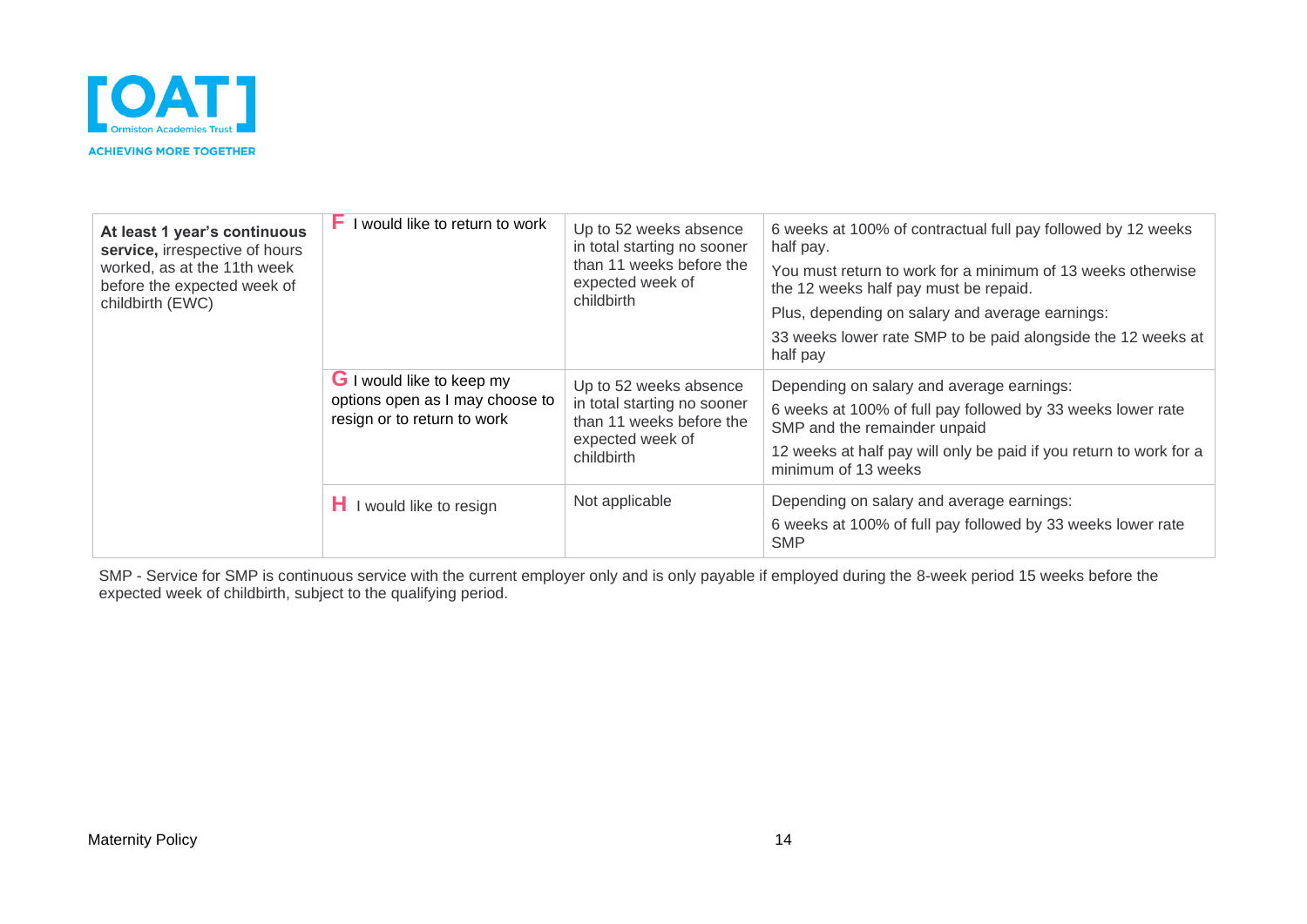| | | | |
|---|---|---|---|
| **At least 1 year's continuous service,** irrespective of hours worked, as at the 11th week before the expected week of childbirth (EWC) | **F** I would like to return to work | Up to 52 weeks absence in total starting no sooner than 11 weeks before the expected week of childbirth | 6 weeks at 100% of contractual full pay followed by 12 weeks half pay.<br>You must return to work for a minimum of 13 weeks otherwise the 12 weeks half pay must be repaid.<br>Plus, depending on salary and average earnings:<br>33 weeks lower rate SMP to be paid alongside the 12 weeks at half pay |
| | **G** I would like to keep my options open as I may choose to resign or to return to work | Up to 52 weeks absence in total starting no sooner than 11 weeks before the expected week of childbirth | Depending on salary and average earnings:<br>6 weeks at 100% of full pay followed by 33 weeks lower rate SMP and the remainder unpaid<br>12 weeks at half pay will only be paid if you return to work for a minimum of 13 weeks |
| | **H** I would like to resign | Not applicable | Depending on salary and average earnings:<br>6 weeks at 100% of full pay followed by 33 weeks lower rate SMP |

SMP - Service for SMP is continuous service with the current employer only and is only payable if employed during the 8-week period 15 weeks before the expected week of childbirth, subject to the qualifying period.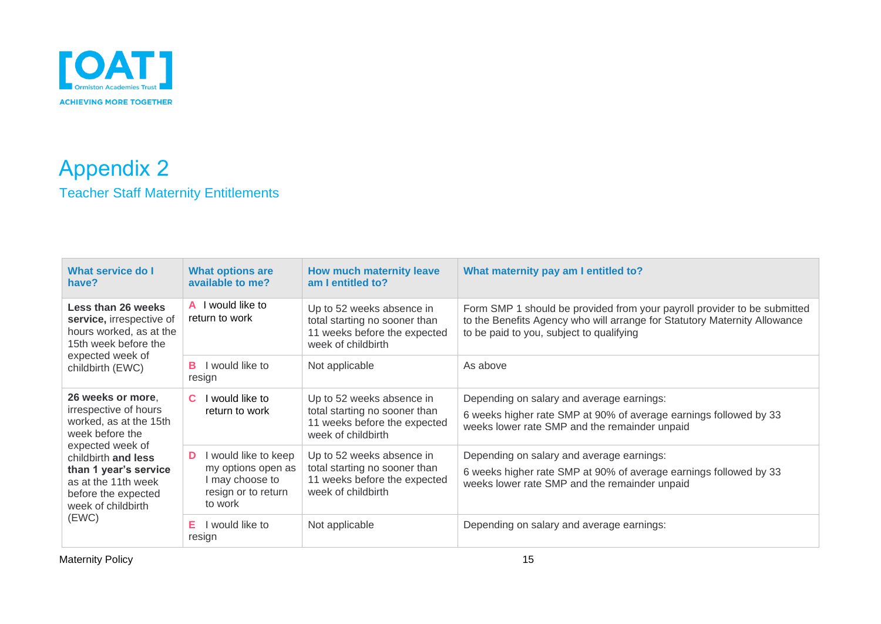# Appendix 2

## Teacher Staff Maternity Entitlements

| What service do I have? | What options are available to me? | How much maternity leave am I entitled to? | What maternity pay am I entitled to? |
|---|---|---|---|
| **Less than 26 weeks service,** irrespective of hours worked, as at the 15th week before the expected week of childbirth (EWC) | **A** I would like to return to work | Up to 52 weeks absence in total starting no sooner than 11 weeks before the expected week of childbirth | Form SMP 1 should be provided from your payroll provider to be submitted to the Benefits Agency who will arrange for Statutory Maternity Allowance to be paid to you, subject to qualifying |
| | **B** I would like to resign | Not applicable | As above |
| **26 weeks or more**, irrespective of hours worked, as at the 15th week before the expected week of childbirth **and less than 1 year's service** as at the 11th week before the expected week of childbirth (EWC) | **C** I would like to return to work | Up to 52 weeks absence in total starting no sooner than 11 weeks before the expected week of childbirth | Depending on salary and average earnings:<br>6 weeks higher rate SMP at 90% of average earnings followed by 33 weeks lower rate SMP and the remainder unpaid |
| | **D** I would like to keep my options open as I may choose to resign or to return to work | Up to 52 weeks absence in total starting no sooner than 11 weeks before the expected week of childbirth | Depending on salary and average earnings:<br>6 weeks higher rate SMP at 90% of average earnings followed by 33 weeks lower rate SMP and the remainder unpaid |
| | **E** I would like to resign | Not applicable | Depending on salary and average earnings: |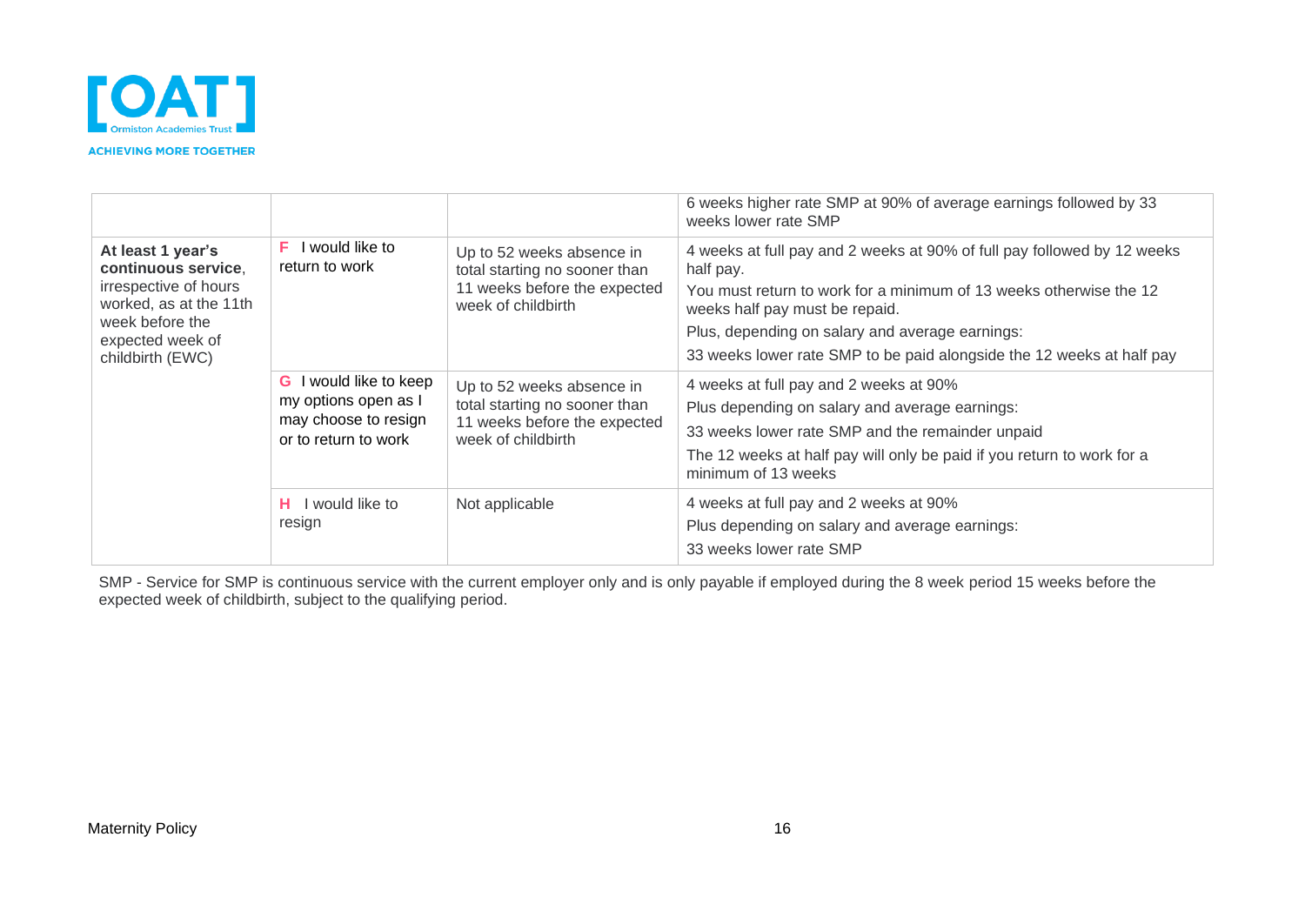| | | | |
|---|---|---|---|
| | | | 6 weeks higher rate SMP at 90% of average earnings followed by 33 weeks lower rate SMP |
| **At least 1 year's continuous service**, irrespective of hours worked, as at the 11th week before the expected week of childbirth (EWC) | F I would like to return to work | Up to 52 weeks absence in total starting no sooner than 11 weeks before the expected week of childbirth | 4 weeks at full pay and 2 weeks at 90% of full pay followed by 12 weeks half pay.<br>You must return to work for a minimum of 13 weeks otherwise the 12 weeks half pay must be repaid.<br>Plus, depending on salary and average earnings:<br>33 weeks lower rate SMP to be paid alongside the 12 weeks at half pay |
| | G I would like to keep my options open as I may choose to resign or to return to work | Up to 52 weeks absence in total starting no sooner than 11 weeks before the expected week of childbirth | 4 weeks at full pay and 2 weeks at 90%<br>Plus depending on salary and average earnings:<br>33 weeks lower rate SMP and the remainder unpaid<br>The 12 weeks at half pay will only be paid if you return to work for a minimum of 13 weeks |
| | H I would like to resign | Not applicable | 4 weeks at full pay and 2 weeks at 90%<br>Plus depending on salary and average earnings:<br>33 weeks lower rate SMP |

SMP - Service for SMP is continuous service with the current employer only and is only payable if employed during the 8 week period 15 weeks before the expected week of childbirth, subject to the qualifying period.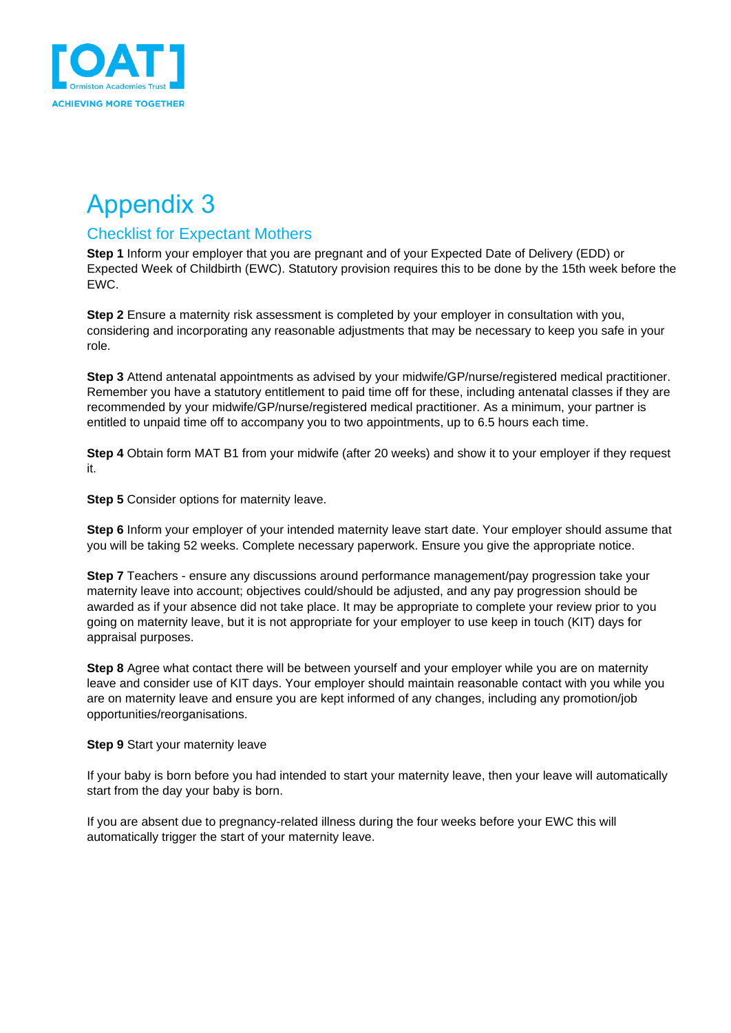# Appendix 3

## Checklist for Expectant Mothers

**Step 1** Inform your employer that you are pregnant and of your Expected Date of Delivery (EDD) or Expected Week of Childbirth (EWC). Statutory provision requires this to be done by the 15th week before the EWC.

**Step 2** Ensure a maternity risk assessment is completed by your employer in consultation with you, considering and incorporating any reasonable adjustments that may be necessary to keep you safe in your role.

**Step 3** Attend antenatal appointments as advised by your midwife/GP/nurse/registered medical practitioner. Remember you have a statutory entitlement to paid time off for these, including antenatal classes if they are recommended by your midwife/GP/nurse/registered medical practitioner. As a minimum, your partner is entitled to unpaid time off to accompany you to two appointments, up to 6.5 hours each time.

**Step 4** Obtain form MAT B1 from your midwife (after 20 weeks) and show it to your employer if they request it.

**Step 5** Consider options for maternity leave.

**Step 6** Inform your employer of your intended maternity leave start date. Your employer should assume that you will be taking 52 weeks. Complete necessary paperwork. Ensure you give the appropriate notice.

**Step 7** Teachers - ensure any discussions around performance management/pay progression take your maternity leave into account; objectives could/should be adjusted, and any pay progression should be awarded as if your absence did not take place. It may be appropriate to complete your review prior to you going on maternity leave, but it is not appropriate for your employer to use keep in touch (KIT) days for appraisal purposes.

**Step 8** Agree what contact there will be between yourself and your employer while you are on maternity leave and consider use of KIT days. Your employer should maintain reasonable contact with you while you are on maternity leave and ensure you are kept informed of any changes, including any promotion/job opportunities/reorganisations.

**Step 9** Start your maternity leave

If your baby is born before you had intended to start your maternity leave, then your leave will automatically start from the day your baby is born.

If you are absent due to pregnancy-related illness during the four weeks before your EWC this will automatically trigger the start of your maternity leave.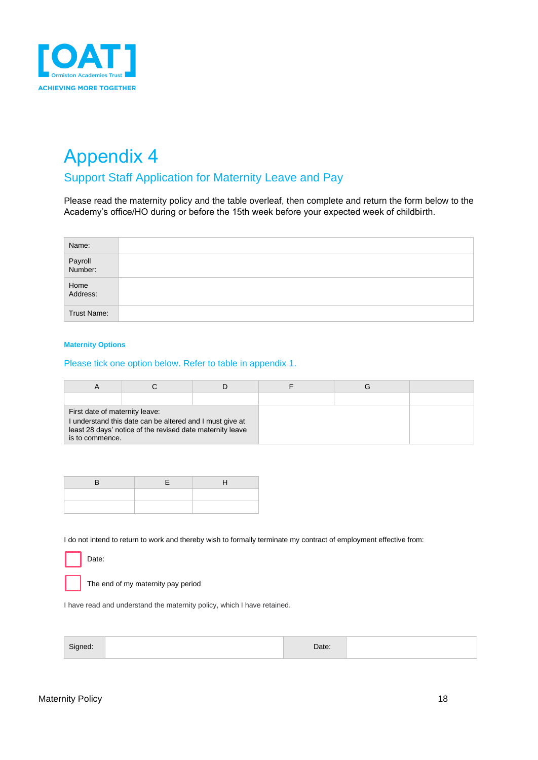# Appendix 4

## Support Staff Application for Maternity Leave and Pay

Please read the maternity policy and the table overleaf, then complete and return the form below to the Academy's office/HO during or before the 15th week before your expected week of childbirth.

| Name: | |
|---|---|
| Payroll Number: | |
| Home Address: | |
| Trust Name: | |

**Maternity Options**

Please tick one option below. Refer to table in appendix 1.

| A | C | D | F | G | |
|---|---|---|---|---|---|
| | | | | | |
| First date of maternity leave: I understand this date can be altered and I must give at least 28 days' notice of the revised date maternity leave is to commence. | | | | | |

| B | E | H |
|---|---|---|
| | | |
| | | |

I do not intend to return to work and thereby wish to formally terminate my contract of employment effective from:

☐ Date:

☐ The end of my maternity pay period

I have read and understand the maternity policy, which I have retained.

| Signed: | | Date: | |
|---|---|---|---|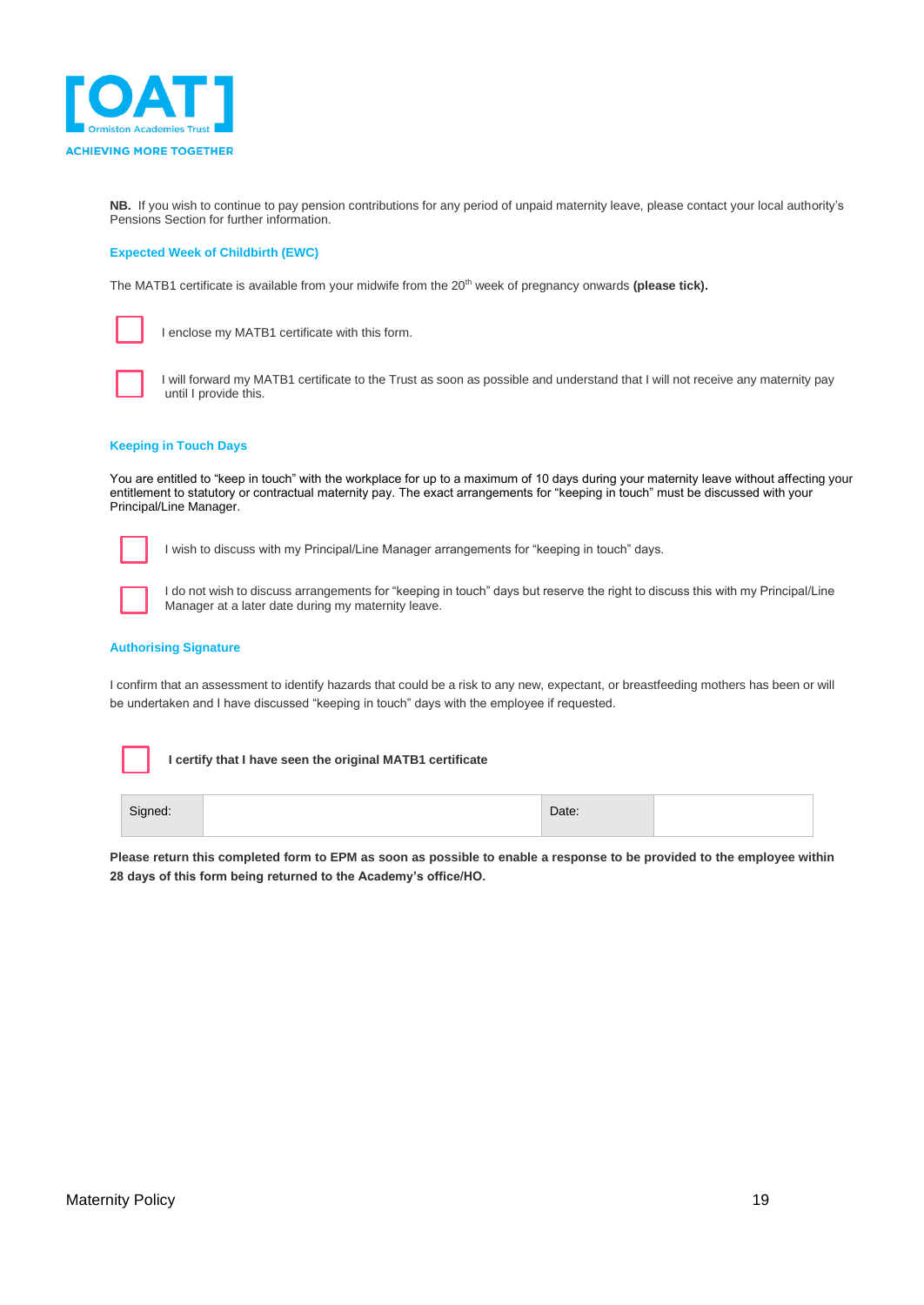**NB.** If you wish to continue to pay pension contributions for any period of unpaid maternity leave, please contact your local authority's Pensions Section for further information.

### Expected Week of Childbirth (EWC)

The MATB1 certificate is available from your midwife from the 20th week of pregnancy onwards **(please tick).**

- [ ] I enclose my MATB1 certificate with this form.
- [ ] I will forward my MATB1 certificate to the Trust as soon as possible and understand that I will not receive any maternity pay until I provide this.

### Keeping in Touch Days

You are entitled to "keep in touch" with the workplace for up to a maximum of 10 days during your maternity leave without affecting your entitlement to statutory or contractual maternity pay. The exact arrangements for "keeping in touch" must be discussed with your Principal/Line Manager.

- [ ] I wish to discuss with my Principal/Line Manager arrangements for "keeping in touch" days.
- [ ] I do not wish to discuss arrangements for "keeping in touch" days but reserve the right to discuss this with my Principal/Line Manager at a later date during my maternity leave.

### Authorising Signature

I confirm that an assessment to identify hazards that could be a risk to any new, expectant, or breastfeeding mothers has been or will be undertaken and I have discussed "keeping in touch" days with the employee if requested.

- [ ] **I certify that I have seen the original MATB1 certificate**

| Signed: | | Date: | |
|---|---|---|---|

**Please return this completed form to EPM as soon as possible to enable a response to be provided to the employee within 28 days of this form being returned to the Academy's office/HO.**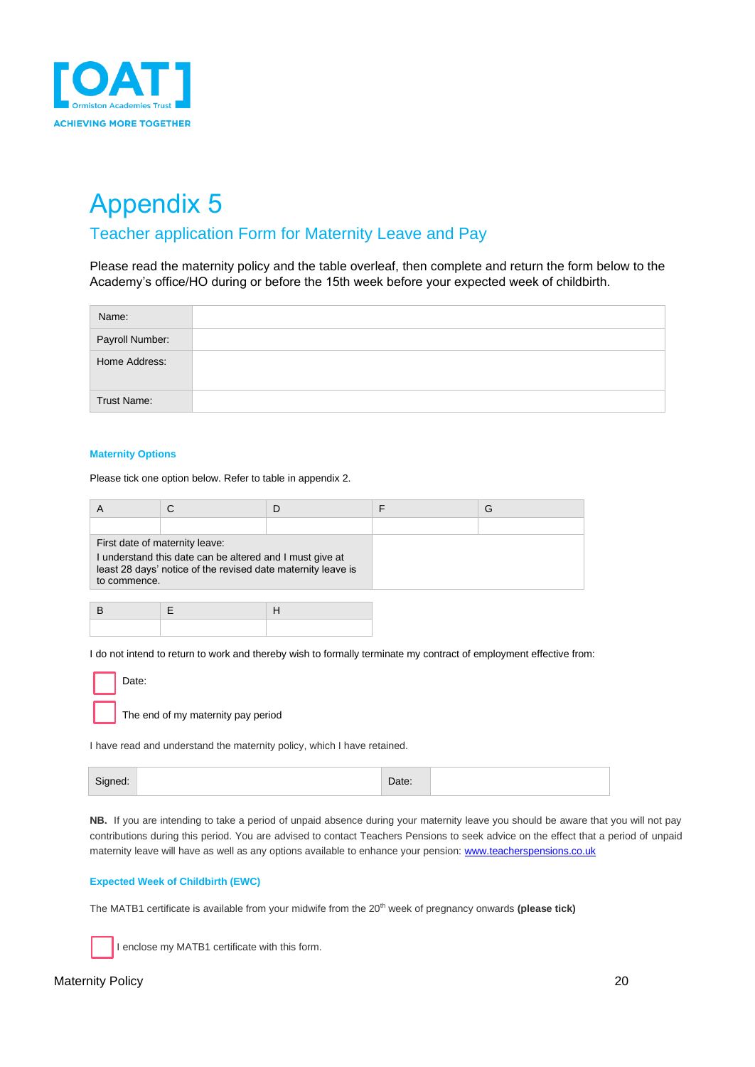[OAT]
Ormiston Academies Trust
ACHIEVING MORE TOGETHER

# Appendix 5

## Teacher application Form for Maternity Leave and Pay

Please read the maternity policy and the table overleaf, then complete and return the form below to the Academy's office/HO during or before the 15th week before your expected week of childbirth.

| Name: | |
|---|---|
| Payroll Number: | |
| Home Address: | |
| Trust Name: | |

### Maternity Options

Please tick one option below. Refer to table in appendix 2.

| A | C | D | F | G |
|---|---|---|---|---|
| | | | | |
| First date of maternity leave: I understand this date can be altered and I must give at least 28 days' notice of the revised date maternity leave is to commence. | | | | |

| B | E | H |
|---|---|---|
| | | |

I do not intend to return to work and thereby wish to formally terminate my contract of employment effective from:

☐ Date:

☐ The end of my maternity pay period

I have read and understand the maternity policy, which I have retained.

| Signed: | | Date: | |
|---|---|---|---|

**NB.** If you are intending to take a period of unpaid absence during your maternity leave you should be aware that you will not pay contributions during this period. You are advised to contact Teachers Pensions to seek advice on the effect that a period of unpaid maternity leave will have as well as any options available to enhance your pension: www.teacherspensions.co.uk

### Expected Week of Childbirth (EWC)

The MATB1 certificate is available from your midwife from the 20th week of pregnancy onwards **(please tick)**

☐ I enclose my MATB1 certificate with this form.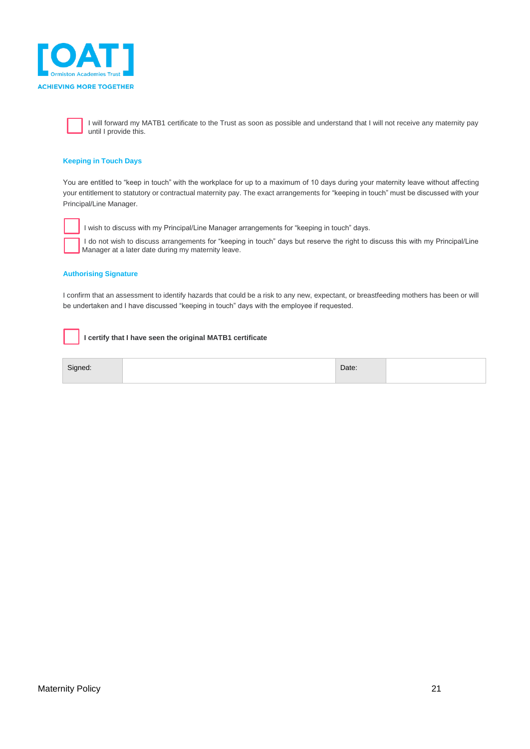☐ I will forward my MATB1 certificate to the Trust as soon as possible and understand that I will not receive any maternity pay until I provide this.

### Keeping in Touch Days

You are entitled to "keep in touch" with the workplace for up to a maximum of 10 days during your maternity leave without affecting your entitlement to statutory or contractual maternity pay. The exact arrangements for "keeping in touch" must be discussed with your Principal/Line Manager.

☐ I wish to discuss with my Principal/Line Manager arrangements for "keeping in touch" days.

☐ I do not wish to discuss arrangements for "keeping in touch" days but reserve the right to discuss this with my Principal/Line Manager at a later date during my maternity leave.

### Authorising Signature

I confirm that an assessment to identify hazards that could be a risk to any new, expectant, or breastfeeding mothers has been or will be undertaken and I have discussed "keeping in touch" days with the employee if requested.

☐ **I certify that I have seen the original MATB1 certificate**

| Signed: | | Date: | |
|---|---|---|---|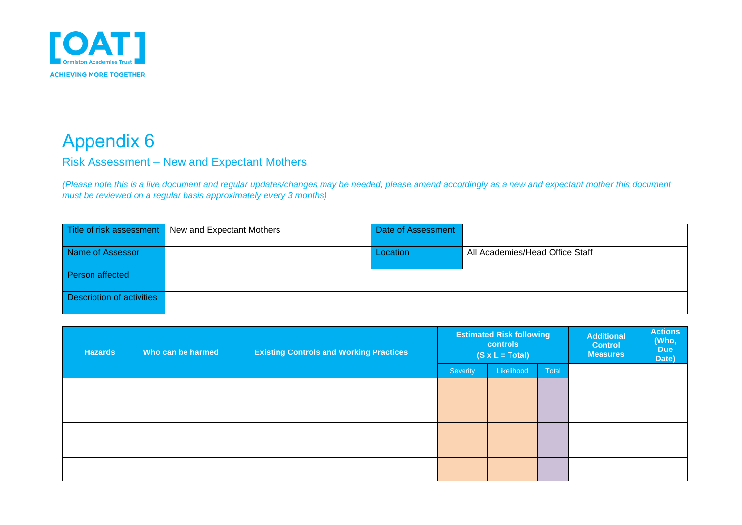[OAT]
Ormiston Academies Trust
ACHIEVING MORE TOGETHER

# Appendix 6

## Risk Assessment – New and Expectant Mothers

*(Please note this is a live document and regular updates/changes may be needed, please amend accordingly as a new and expectant mother this document must be reviewed on a regular basis approximately every 3 months)*

| Title of risk assessment | New and Expectant Mothers | Date of Assessment | |
|---|---|---|---|
| Name of Assessor | | Location | All Academies/Head Office Staff |
| Person affected | | | |
| Description of activities | | | |

| Hazards | Who can be harmed | Existing Controls and Working Practices | Estimated Risk following controls (S x L = Total) | | | Additional Control Measures | Actions (Who, Due Date) |
|---|---|---|---|---|---|---|---|
| | | | Severity | Likelihood | Total | | |
| | | | | | | | |
| | | | | | | | |
| | | | | | | | |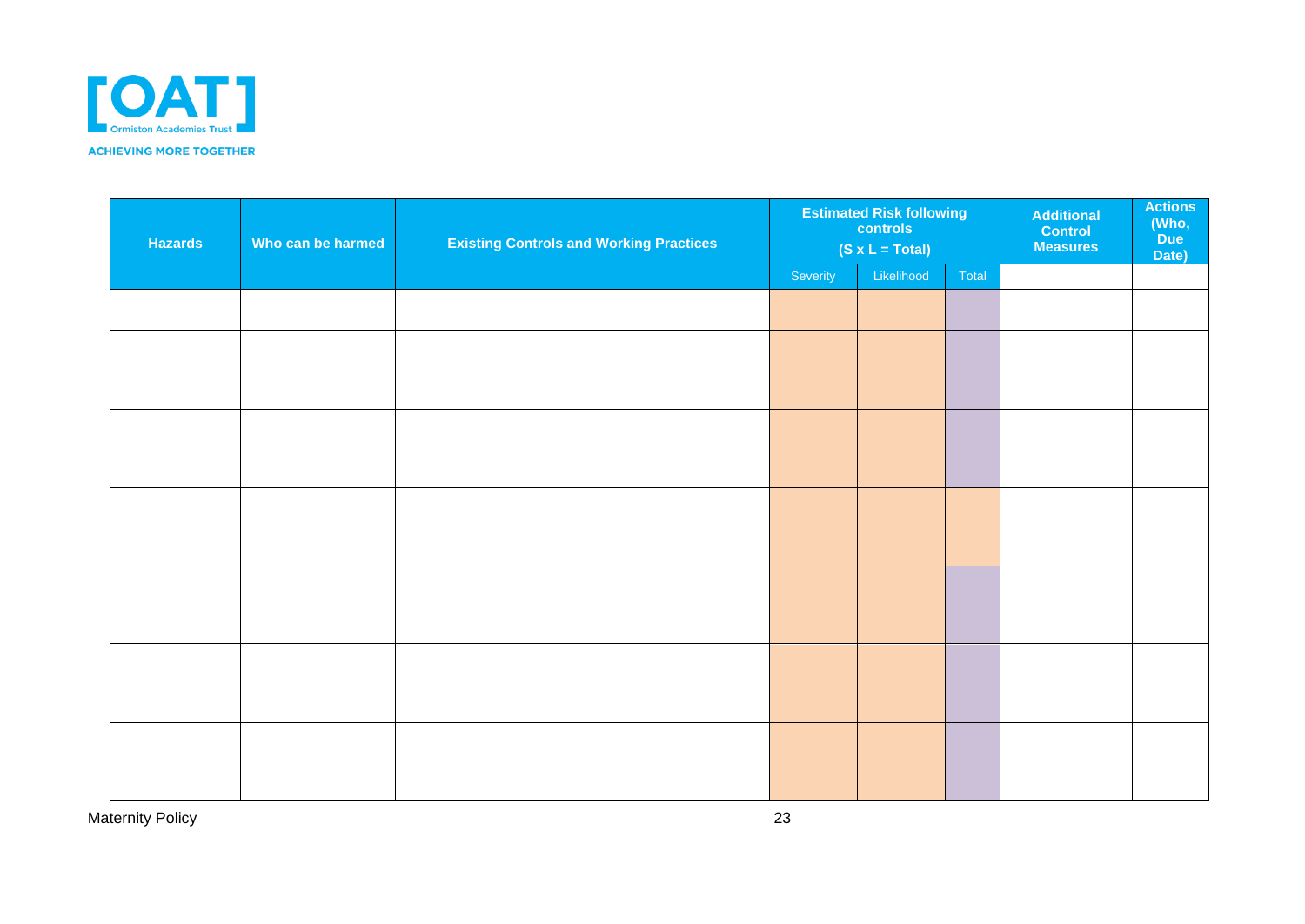| Hazards | Who can be harmed | Existing Controls and Working Practices | Estimated Risk following controls (S x L = Total) | | | Additional Control Measures | Actions (Who, Due Date) |
|---|---|---|---|---|---|---|---|
| | | | Severity | Likelihood | Total | | |
| | | | | | | | |
| | | | | | | | |
| | | | | | | | |
| | | | | | | | |
| | | | | | | | |
| | | | | | | | |
| | | | | | | | |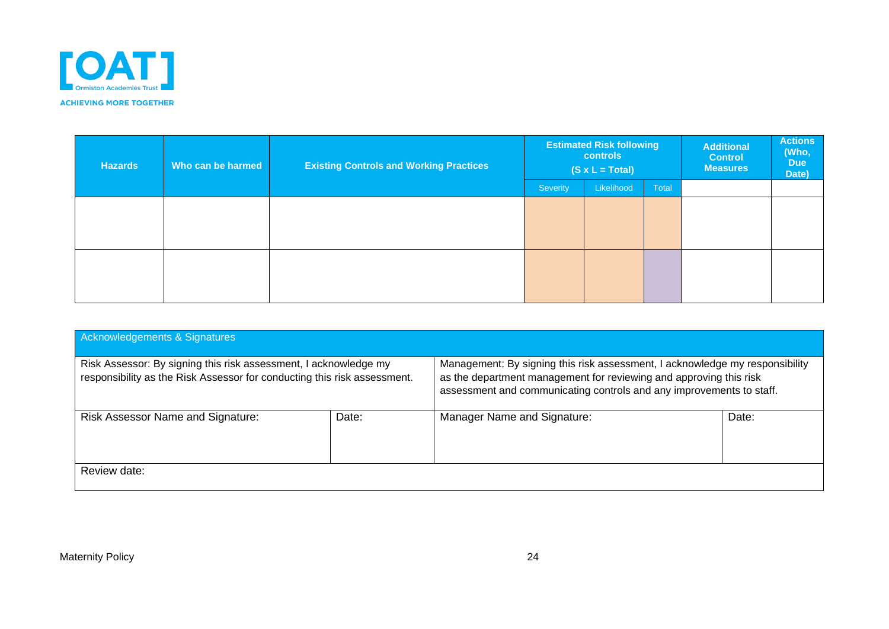| Hazards | Who can be harmed | Existing Controls and Working Practices | Estimated Risk following controls (S x L = Total) | | | Additional Control Measures | Actions (Who, Due Date) |
|---|---|---|---|---|---|---|---|
| | | | Severity | Likelihood | Total | | |
| | | | | | | | |
| | | | | | | | |

| Acknowledgements & Signatures | | | |
|---|---|---|---|
| Risk Assessor: By signing this risk assessment, I acknowledge my responsibility as the Risk Assessor for conducting this risk assessment. | | Management: By signing this risk assessment, I acknowledge my responsibility as the department management for reviewing and approving this risk assessment and communicating controls and any improvements to staff. | |
| Risk Assessor Name and Signature: | Date: | Manager Name and Signature: | Date: |
| Review date: | | | |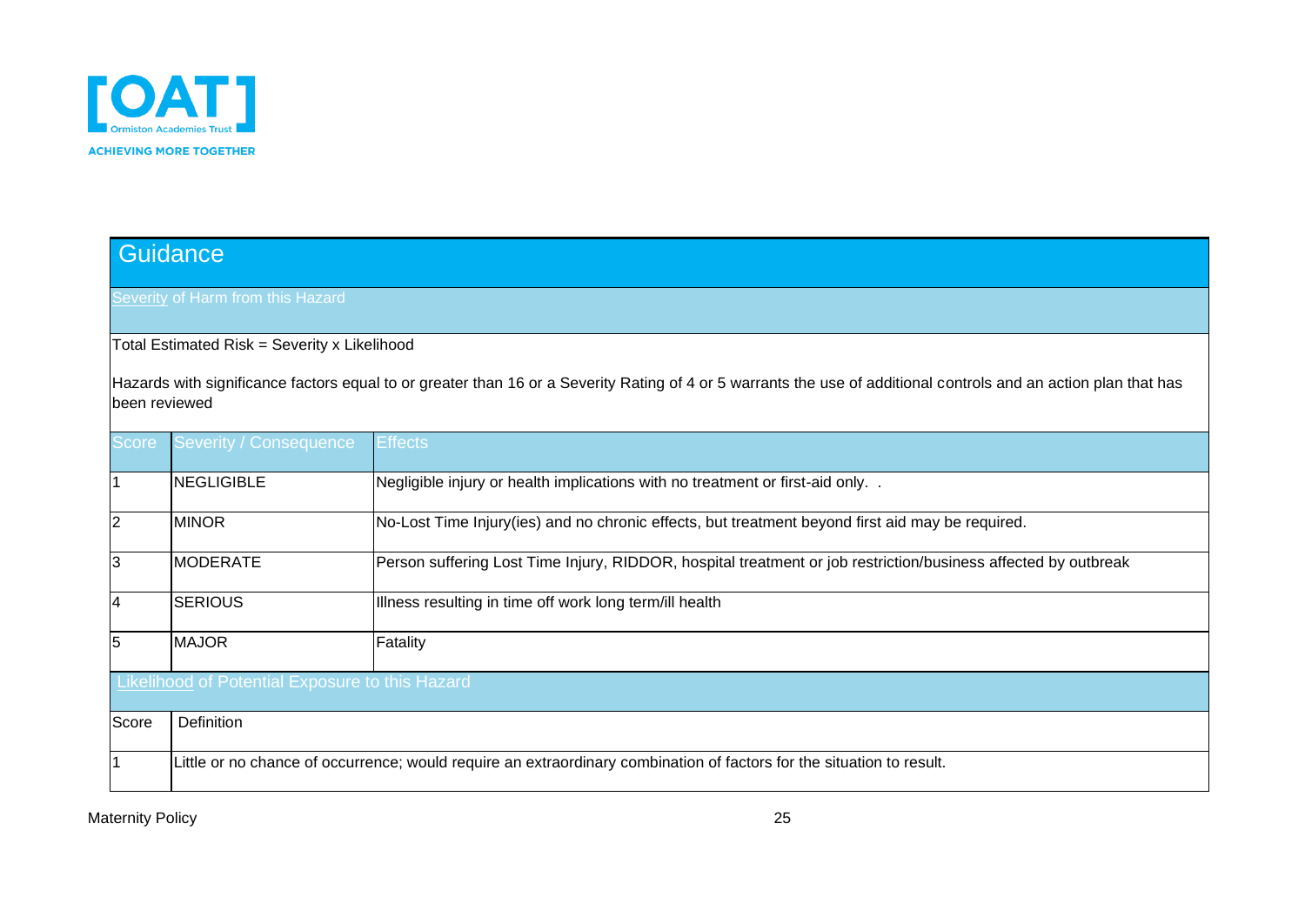## Guidance

### Severity of Harm from this Hazard

Total Estimated Risk = Severity x Likelihood

Hazards with significance factors equal to or greater than 16 or a Severity Rating of 4 or 5 warrants the use of additional controls and an action plan that has been reviewed

| Score | Severity / Consequence | Effects |
|---|---|---|
| 1 | NEGLIGIBLE | Negligible injury or health implications with no treatment or first-aid only. . |
| 2 | MINOR | No-Lost Time Injury(ies) and no chronic effects, but treatment beyond first aid may be required. |
| 3 | MODERATE | Person suffering Lost Time Injury, RIDDOR, hospital treatment or job restriction/business affected by outbreak |
| 4 | SERIOUS | Illness resulting in time off work long term/ill health |
| 5 | MAJOR | Fatality |

### Likelihood of Potential Exposure to this Hazard

| Score | Definition |
|---|---|
| 1 | Little or no chance of occurrence; would require an extraordinary combination of factors for the situation to result. |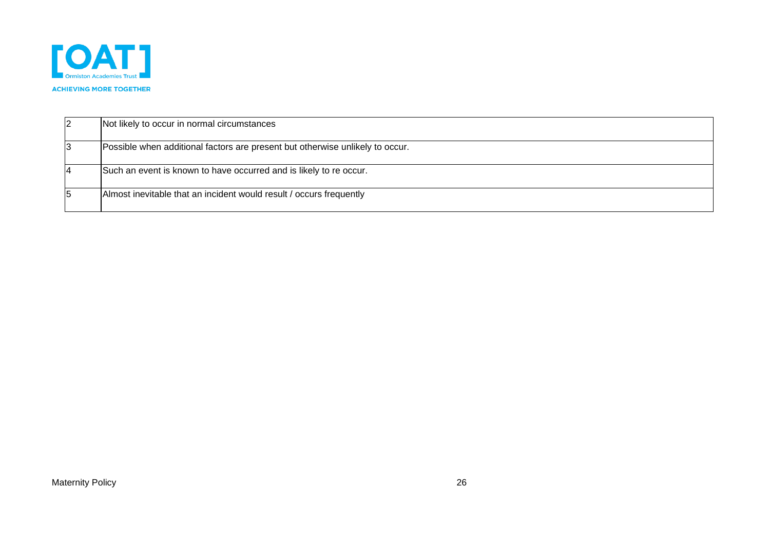| | |
|---|---|
| 2 | Not likely to occur in normal circumstances |
| 3 | Possible when additional factors are present but otherwise unlikely to occur. |
| 4 | Such an event is known to have occurred and is likely to re occur. |
| 5 | Almost inevitable that an incident would result / occurs frequently |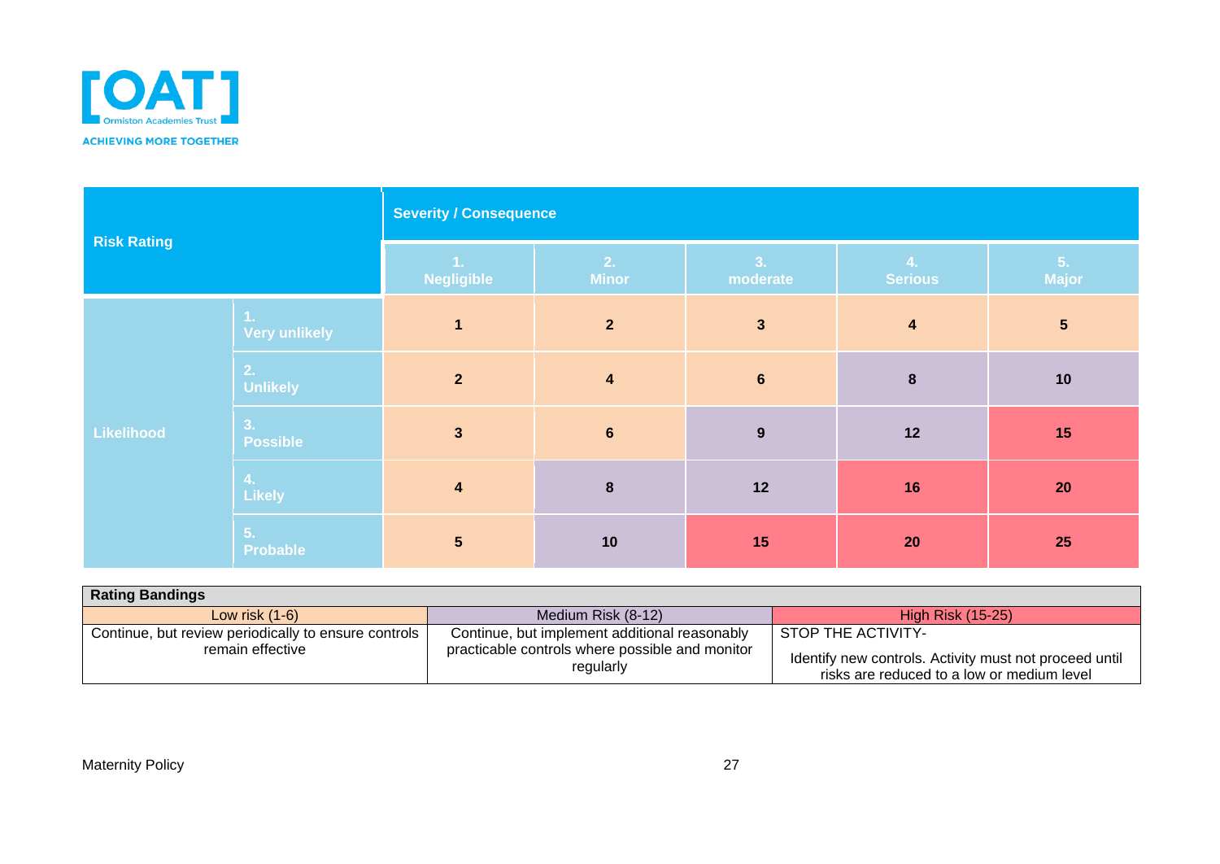| Risk Rating | | Severity / Consequence | | | | |
|---|---|---|---|---|---|---|
| | | 1. Negligible | 2. Minor | 3. moderate | 4. Serious | 5. Major |
| Likelihood | 1. Very unlikely | **1** | **2** | **3** | **4** | **5** |
| | 2. Unlikely | **2** | **4** | **6** | **8** | **10** |
| | 3. Possible | **3** | **6** | **9** | **12** | **15** |
| | 4. Likely | **4** | **8** | **12** | **16** | **20** |
| | 5. Probable | **5** | **10** | **15** | **20** | **25** |

| Rating Bandings | | |
|---|---|---|
| Low risk (1-6) | Medium Risk (8-12) | High Risk (15-25) |
| Continue, but review periodically to ensure controls remain effective | Continue, but implement additional reasonably practicable controls where possible and monitor regularly | STOP THE ACTIVITY- Identify new controls. Activity must not proceed until risks are reduced to a low or medium level |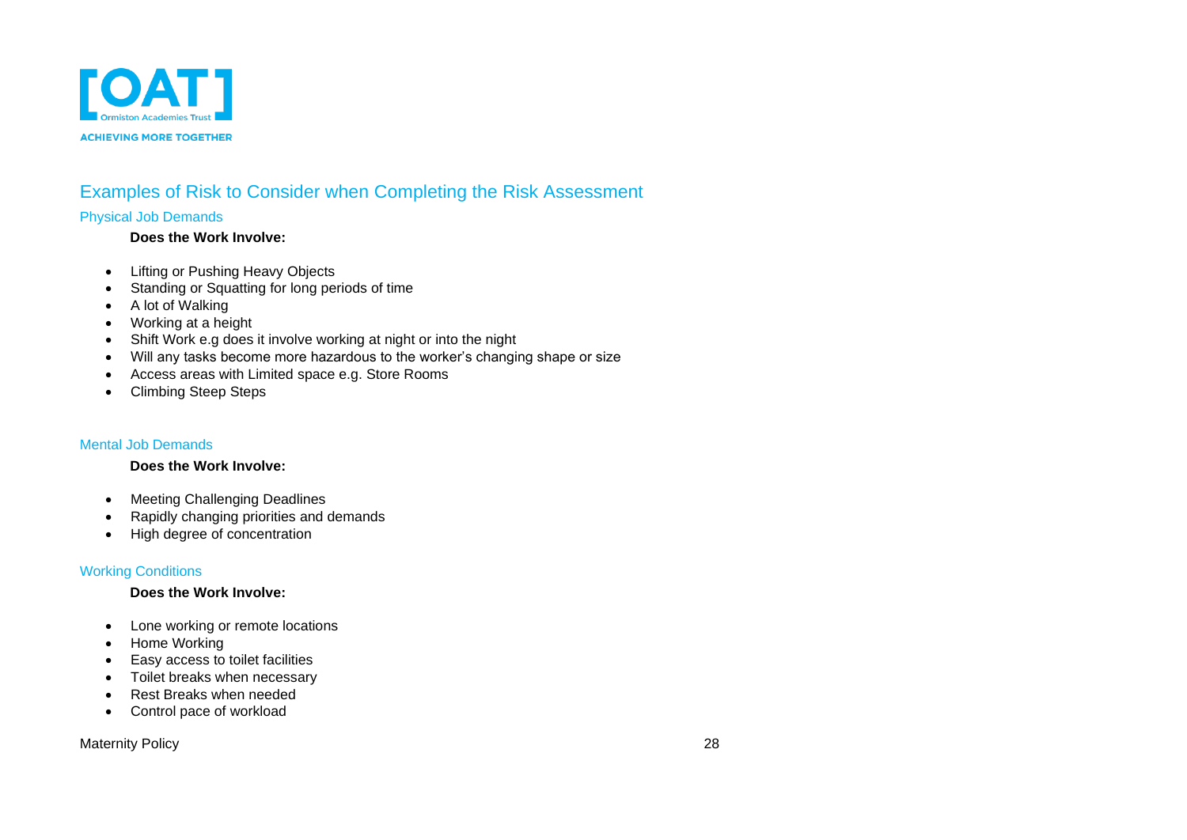## Examples of Risk to Consider when Completing the Risk Assessment

### Physical Job Demands

**Does the Work Involve:**

- Lifting or Pushing Heavy Objects
- Standing or Squatting for long periods of time
- A lot of Walking
- Working at a height
- Shift Work e.g does it involve working at night or into the night
- Will any tasks become more hazardous to the worker's changing shape or size
- Access areas with Limited space e.g. Store Rooms
- Climbing Steep Steps

### Mental Job Demands

**Does the Work Involve:**

- Meeting Challenging Deadlines
- Rapidly changing priorities and demands
- High degree of concentration

### Working Conditions

**Does the Work Involve:**

- Lone working or remote locations
- Home Working
- Easy access to toilet facilities
- Toilet breaks when necessary
- Rest Breaks when needed
- Control pace of workload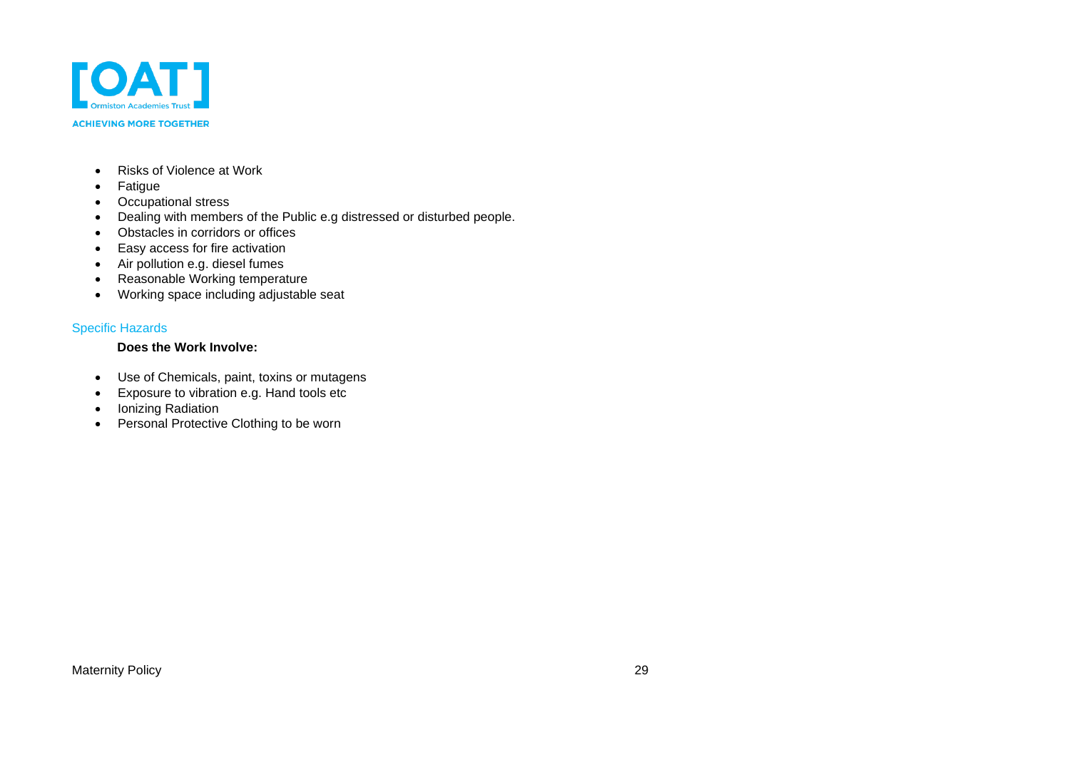- Risks of Violence at Work
- Fatigue
- Occupational stress
- Dealing with members of the Public e.g distressed or disturbed people.
- Obstacles in corridors or offices
- Easy access for fire activation
- Air pollution e.g. diesel fumes
- Reasonable Working temperature
- Working space including adjustable seat

### Specific Hazards

**Does the Work Involve:**

- Use of Chemicals, paint, toxins or mutagens
- Exposure to vibration e.g. Hand tools etc
- Ionizing Radiation
- Personal Protective Clothing to be worn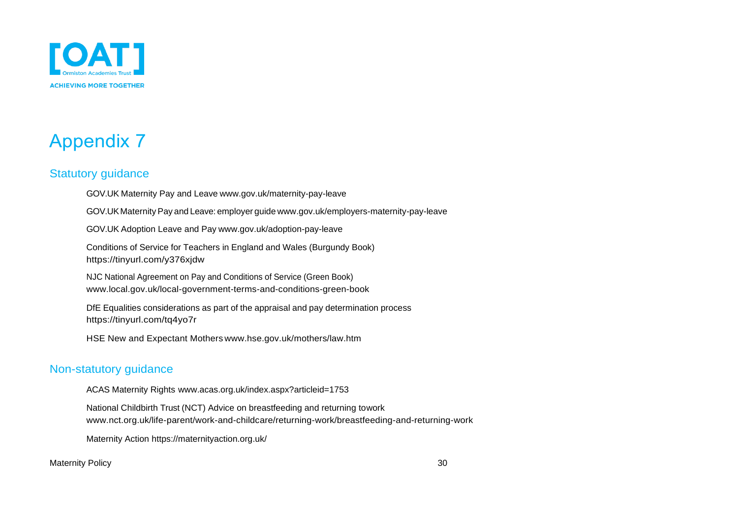# Appendix 7

## Statutory guidance

GOV.UK Maternity Pay and Leave www.gov.uk/maternity-pay-leave

GOV.UK Maternity Pay and Leave: employer guide www.gov.uk/employers-maternity-pay-leave

GOV.UK Adoption Leave and Pay www.gov.uk/adoption-pay-leave

Conditions of Service for Teachers in England and Wales (Burgundy Book) https://tinyurl.com/y376xjdw

NJC National Agreement on Pay and Conditions of Service (Green Book) www.local.gov.uk/local-government-terms-and-conditions-green-book

DfE Equalities considerations as part of the appraisal and pay determination process https://tinyurl.com/tq4yo7r

HSE New and Expectant Mothers www.hse.gov.uk/mothers/law.htm

## Non-statutory guidance

ACAS Maternity Rights www.acas.org.uk/index.aspx?articleid=1753

National Childbirth Trust (NCT) Advice on breastfeeding and returning towork www.nct.org.uk/life-parent/work-and-childcare/returning-work/breastfeeding-and-returning-work

Maternity Action https://maternityaction.org.uk/